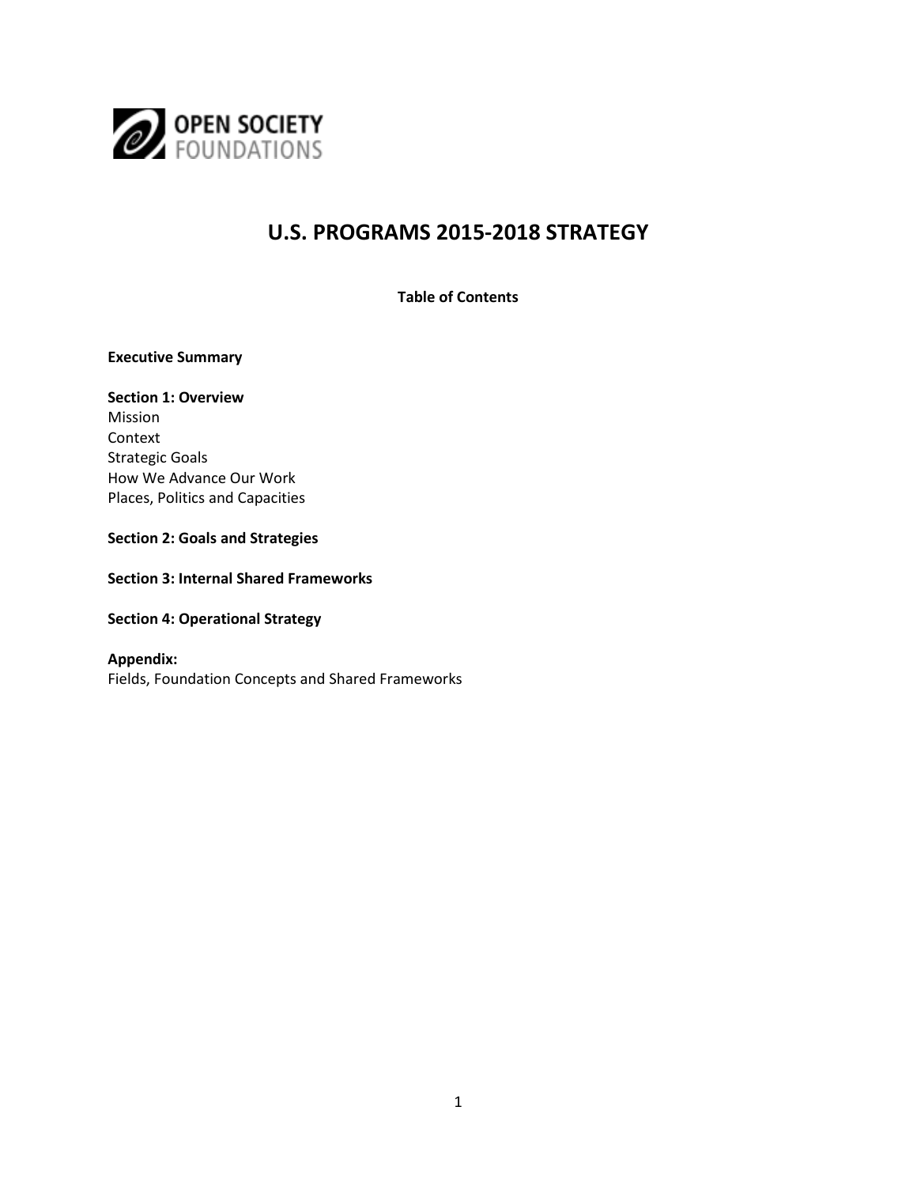OPEN SOCIETY FOUNDATIONS

# U.S. PROGRAMS 2015-2018 STRATEGY

**Table of Contents**

**Executive Summary**

**Section 1: Overview**
Mission
Context
Strategic Goals
How We Advance Our Work
Places, Politics and Capacities

**Section 2: Goals and Strategies**

**Section 3: Internal Shared Frameworks**

**Section 4: Operational Strategy**

**Appendix:**
Fields, Foundation Concepts and Shared Frameworks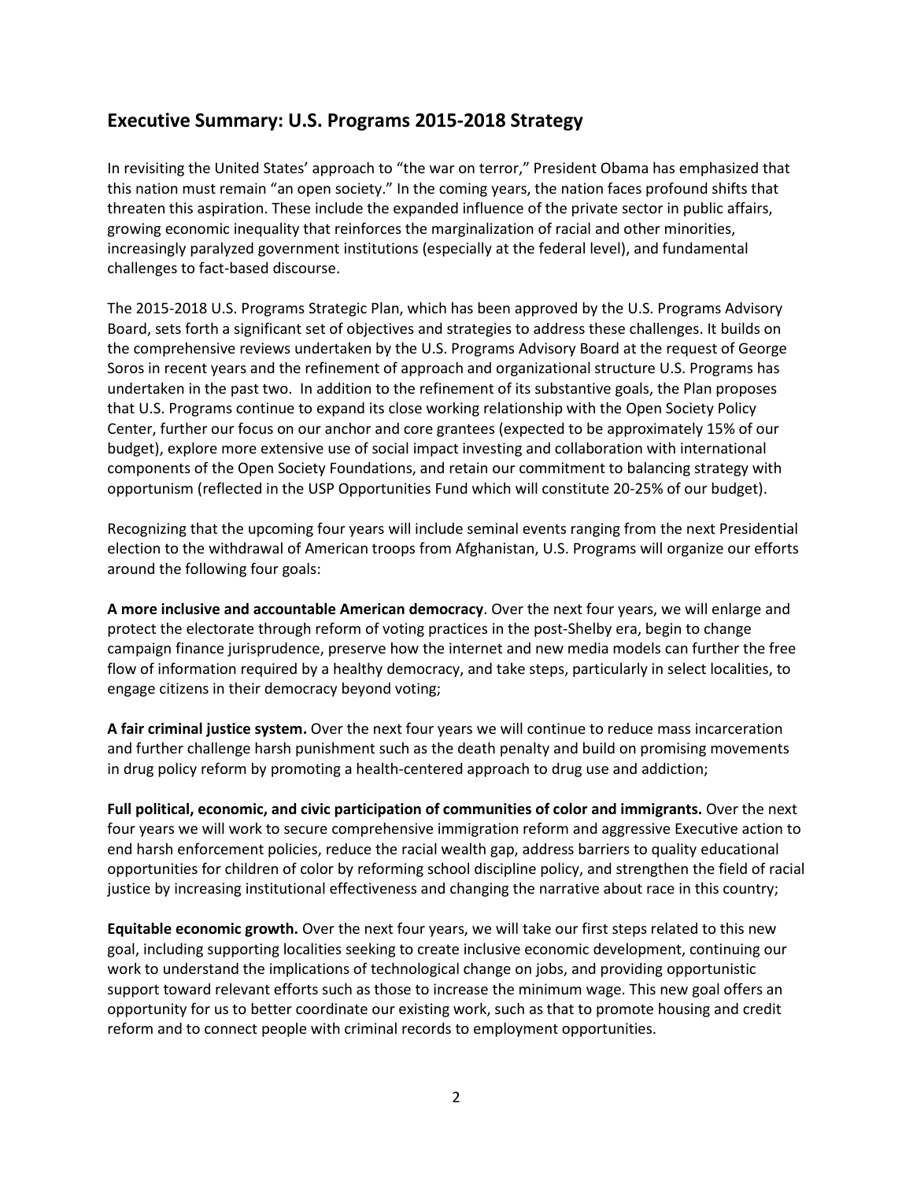## Executive Summary: U.S. Programs 2015-2018 Strategy

In revisiting the United States' approach to "the war on terror," President Obama has emphasized that this nation must remain "an open society." In the coming years, the nation faces profound shifts that threaten this aspiration. These include the expanded influence of the private sector in public affairs, growing economic inequality that reinforces the marginalization of racial and other minorities, increasingly paralyzed government institutions (especially at the federal level), and fundamental challenges to fact-based discourse.

The 2015-2018 U.S. Programs Strategic Plan, which has been approved by the U.S. Programs Advisory Board, sets forth a significant set of objectives and strategies to address these challenges. It builds on the comprehensive reviews undertaken by the U.S. Programs Advisory Board at the request of George Soros in recent years and the refinement of approach and organizational structure U.S. Programs has undertaken in the past two. In addition to the refinement of its substantive goals, the Plan proposes that U.S. Programs continue to expand its close working relationship with the Open Society Policy Center, further our focus on our anchor and core grantees (expected to be approximately 15% of our budget), explore more extensive use of social impact investing and collaboration with international components of the Open Society Foundations, and retain our commitment to balancing strategy with opportunism (reflected in the USP Opportunities Fund which will constitute 20-25% of our budget).

Recognizing that the upcoming four years will include seminal events ranging from the next Presidential election to the withdrawal of American troops from Afghanistan, U.S. Programs will organize our efforts around the following four goals:

**A more inclusive and accountable American democracy**. Over the next four years, we will enlarge and protect the electorate through reform of voting practices in the post-Shelby era, begin to change campaign finance jurisprudence, preserve how the internet and new media models can further the free flow of information required by a healthy democracy, and take steps, particularly in select localities, to engage citizens in their democracy beyond voting;

**A fair criminal justice system.** Over the next four years we will continue to reduce mass incarceration and further challenge harsh punishment such as the death penalty and build on promising movements in drug policy reform by promoting a health-centered approach to drug use and addiction;

**Full political, economic, and civic participation of communities of color and immigrants.** Over the next four years we will work to secure comprehensive immigration reform and aggressive Executive action to end harsh enforcement policies, reduce the racial wealth gap, address barriers to quality educational opportunities for children of color by reforming school discipline policy, and strengthen the field of racial justice by increasing institutional effectiveness and changing the narrative about race in this country;

**Equitable economic growth.** Over the next four years, we will take our first steps related to this new goal, including supporting localities seeking to create inclusive economic development, continuing our work to understand the implications of technological change on jobs, and providing opportunistic support toward relevant efforts such as those to increase the minimum wage. This new goal offers an opportunity for us to better coordinate our existing work, such as that to promote housing and credit reform and to connect people with criminal records to employment opportunities.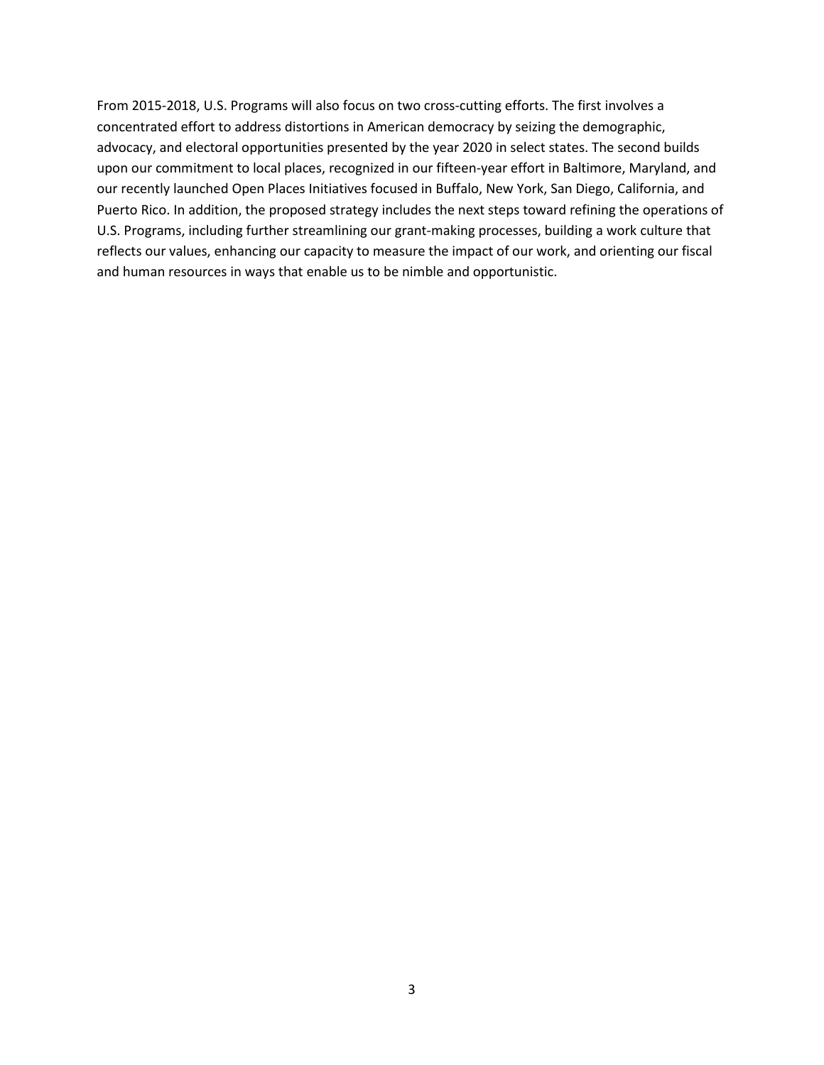From 2015-2018, U.S. Programs will also focus on two cross-cutting efforts. The first involves a concentrated effort to address distortions in American democracy by seizing the demographic, advocacy, and electoral opportunities presented by the year 2020 in select states. The second builds upon our commitment to local places, recognized in our fifteen-year effort in Baltimore, Maryland, and our recently launched Open Places Initiatives focused in Buffalo, New York, San Diego, California, and Puerto Rico. In addition, the proposed strategy includes the next steps toward refining the operations of U.S. Programs, including further streamlining our grant-making processes, building a work culture that reflects our values, enhancing our capacity to measure the impact of our work, and orienting our fiscal and human resources in ways that enable us to be nimble and opportunistic.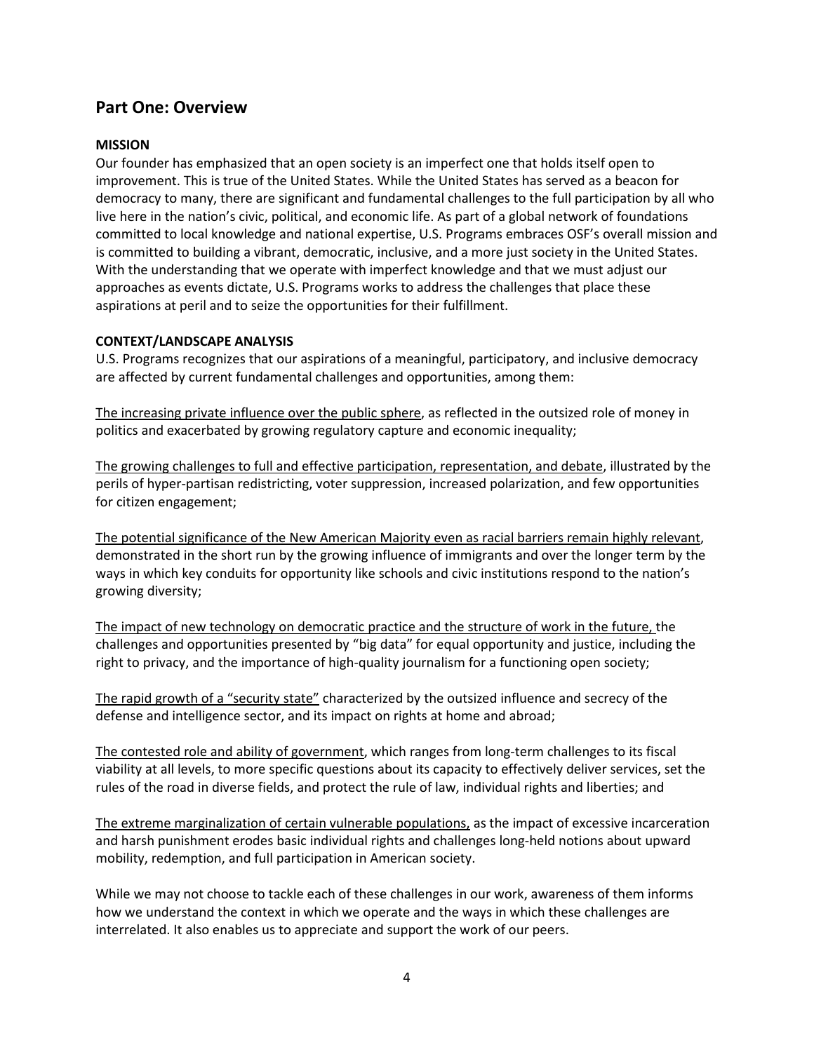## Part One: Overview

**MISSION**

Our founder has emphasized that an open society is an imperfect one that holds itself open to improvement. This is true of the United States. While the United States has served as a beacon for democracy to many, there are significant and fundamental challenges to the full participation by all who live here in the nation's civic, political, and economic life. As part of a global network of foundations committed to local knowledge and national expertise, U.S. Programs embraces OSF's overall mission and is committed to building a vibrant, democratic, inclusive, and a more just society in the United States. With the understanding that we operate with imperfect knowledge and that we must adjust our approaches as events dictate, U.S. Programs works to address the challenges that place these aspirations at peril and to seize the opportunities for their fulfillment.

**CONTEXT/LANDSCAPE ANALYSIS**

U.S. Programs recognizes that our aspirations of a meaningful, participatory, and inclusive democracy are affected by current fundamental challenges and opportunities, among them:

<u>The increasing private influence over the public sphere</u>, as reflected in the outsized role of money in politics and exacerbated by growing regulatory capture and economic inequality;

<u>The growing challenges to full and effective participation, representation, and debate</u>, illustrated by the perils of hyper-partisan redistricting, voter suppression, increased polarization, and few opportunities for citizen engagement;

<u>The potential significance of the New American Majority even as racial barriers remain highly relevant</u>, demonstrated in the short run by the growing influence of immigrants and over the longer term by the ways in which key conduits for opportunity like schools and civic institutions respond to the nation's growing diversity;

<u>The impact of new technology on democratic practice and the structure of work in the future,</u> the challenges and opportunities presented by "big data" for equal opportunity and justice, including the right to privacy, and the importance of high-quality journalism for a functioning open society;

<u>The rapid growth of a "security state"</u> characterized by the outsized influence and secrecy of the defense and intelligence sector, and its impact on rights at home and abroad;

<u>The contested role and ability of government</u>, which ranges from long-term challenges to its fiscal viability at all levels, to more specific questions about its capacity to effectively deliver services, set the rules of the road in diverse fields, and protect the rule of law, individual rights and liberties; and

<u>The extreme marginalization of certain vulnerable populations,</u> as the impact of excessive incarceration and harsh punishment erodes basic individual rights and challenges long-held notions about upward mobility, redemption, and full participation in American society.

While we may not choose to tackle each of these challenges in our work, awareness of them informs how we understand the context in which we operate and the ways in which these challenges are interrelated. It also enables us to appreciate and support the work of our peers.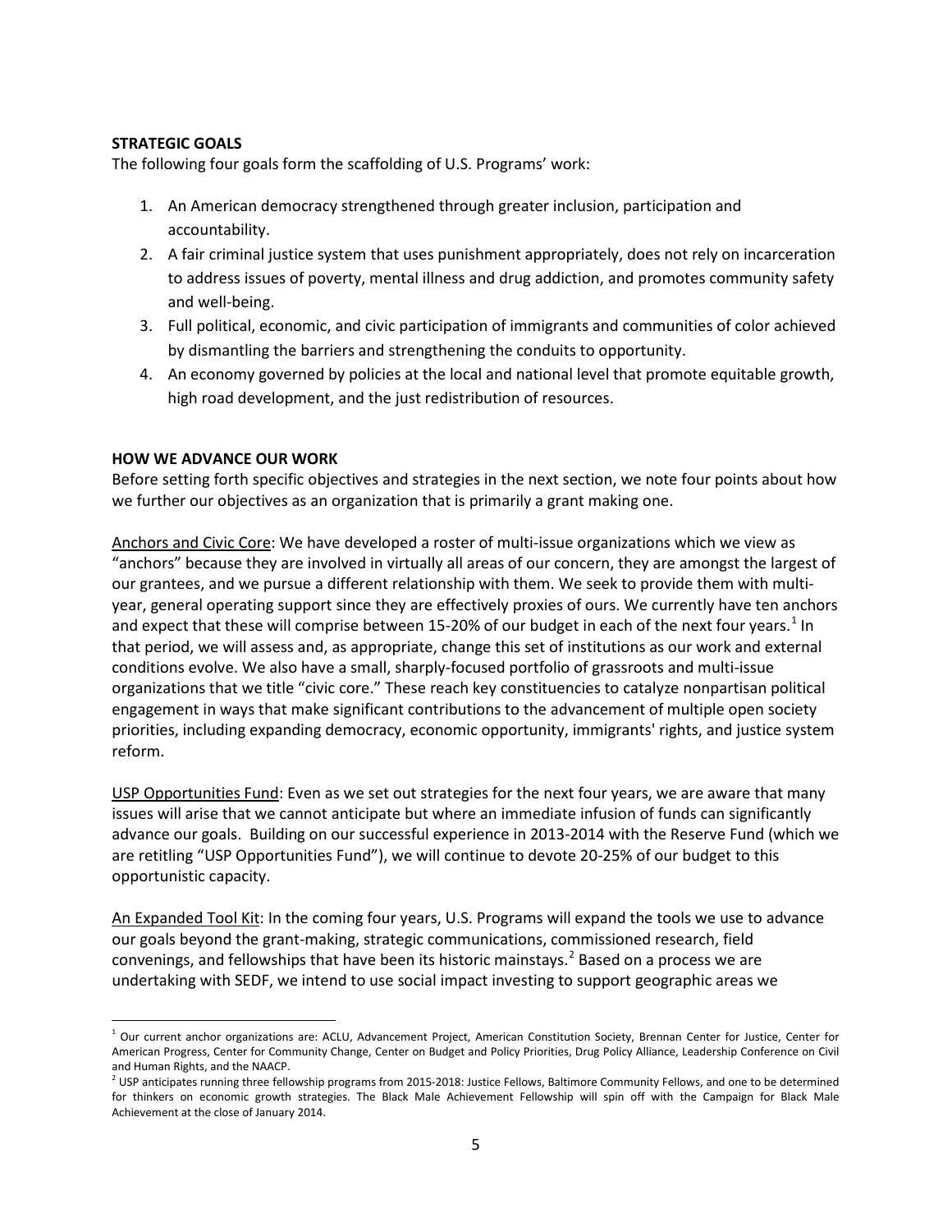**STRATEGIC GOALS**

The following four goals form the scaffolding of U.S. Programs' work:

1. An American democracy strengthened through greater inclusion, participation and accountability.
2. A fair criminal justice system that uses punishment appropriately, does not rely on incarceration to address issues of poverty, mental illness and drug addiction, and promotes community safety and well-being.
3. Full political, economic, and civic participation of immigrants and communities of color achieved by dismantling the barriers and strengthening the conduits to opportunity.
4. An economy governed by policies at the local and national level that promote equitable growth, high road development, and the just redistribution of resources.

**HOW WE ADVANCE OUR WORK**

Before setting forth specific objectives and strategies in the next section, we note four points about how we further our objectives as an organization that is primarily a grant making one.

Anchors and Civic Core: We have developed a roster of multi-issue organizations which we view as "anchors" because they are involved in virtually all areas of our concern, they are amongst the largest of our grantees, and we pursue a different relationship with them. We seek to provide them with multi-year, general operating support since they are effectively proxies of ours. We currently have ten anchors and expect that these will comprise between 15-20% of our budget in each of the next four years.[1] In that period, we will assess and, as appropriate, change this set of institutions as our work and external conditions evolve. We also have a small, sharply-focused portfolio of grassroots and multi-issue organizations that we title "civic core." These reach key constituencies to catalyze nonpartisan political engagement in ways that make significant contributions to the advancement of multiple open society priorities, including expanding democracy, economic opportunity, immigrants' rights, and justice system reform.

USP Opportunities Fund: Even as we set out strategies for the next four years, we are aware that many issues will arise that we cannot anticipate but where an immediate infusion of funds can significantly advance our goals. Building on our successful experience in 2013-2014 with the Reserve Fund (which we are retitling "USP Opportunities Fund"), we will continue to devote 20-25% of our budget to this opportunistic capacity.

An Expanded Tool Kit: In the coming four years, U.S. Programs will expand the tools we use to advance our goals beyond the grant-making, strategic communications, commissioned research, field convenings, and fellowships that have been its historic mainstays.[2] Based on a process we are undertaking with SEDF, we intend to use social impact investing to support geographic areas we

---

[1] Our current anchor organizations are: ACLU, Advancement Project, American Constitution Society, Brennan Center for Justice, Center for American Progress, Center for Community Change, Center on Budget and Policy Priorities, Drug Policy Alliance, Leadership Conference on Civil and Human Rights, and the NAACP.

[2] USP anticipates running three fellowship programs from 2015-2018: Justice Fellows, Baltimore Community Fellows, and one to be determined for thinkers on economic growth strategies. The Black Male Achievement Fellowship will spin off with the Campaign for Black Male Achievement at the close of January 2014.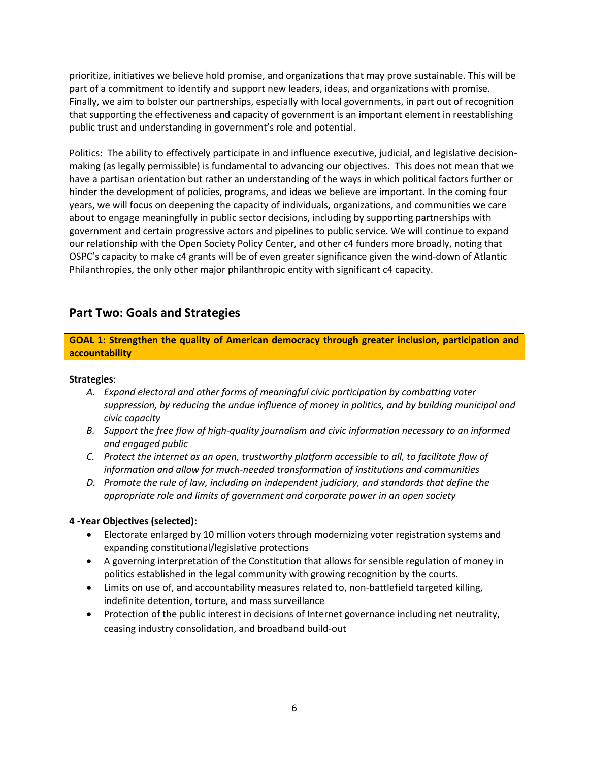prioritize, initiatives we believe hold promise, and organizations that may prove sustainable. This will be part of a commitment to identify and support new leaders, ideas, and organizations with promise. Finally, we aim to bolster our partnerships, especially with local governments, in part out of recognition that supporting the effectiveness and capacity of government is an important element in reestablishing public trust and understanding in government's role and potential.

Politics: The ability to effectively participate in and influence executive, judicial, and legislative decision-making (as legally permissible) is fundamental to advancing our objectives. This does not mean that we have a partisan orientation but rather an understanding of the ways in which political factors further or hinder the development of policies, programs, and ideas we believe are important. In the coming four years, we will focus on deepening the capacity of individuals, organizations, and communities we care about to engage meaningfully in public sector decisions, including by supporting partnerships with government and certain progressive actors and pipelines to public service. We will continue to expand our relationship with the Open Society Policy Center, and other c4 funders more broadly, noting that OSPC's capacity to make c4 grants will be of even greater significance given the wind-down of Atlantic Philanthropies, the only other major philanthropic entity with significant c4 capacity.

## Part Two: Goals and Strategies

**GOAL 1: Strengthen the quality of American democracy through greater inclusion, participation and accountability**

**Strategies**:

- *A. Expand electoral and other forms of meaningful civic participation by combatting voter suppression, by reducing the undue influence of money in politics, and by building municipal and civic capacity*
- *B. Support the free flow of high-quality journalism and civic information necessary to an informed and engaged public*
- *C. Protect the internet as an open, trustworthy platform accessible to all, to facilitate flow of information and allow for much-needed transformation of institutions and communities*
- *D. Promote the rule of law, including an independent judiciary, and standards that define the appropriate role and limits of government and corporate power in an open society*

**4 -Year Objectives (selected):**

- Electorate enlarged by 10 million voters through modernizing voter registration systems and expanding constitutional/legislative protections
- A governing interpretation of the Constitution that allows for sensible regulation of money in politics established in the legal community with growing recognition by the courts.
- Limits on use of, and accountability measures related to, non-battlefield targeted killing, indefinite detention, torture, and mass surveillance
- Protection of the public interest in decisions of Internet governance including net neutrality, ceasing industry consolidation, and broadband build-out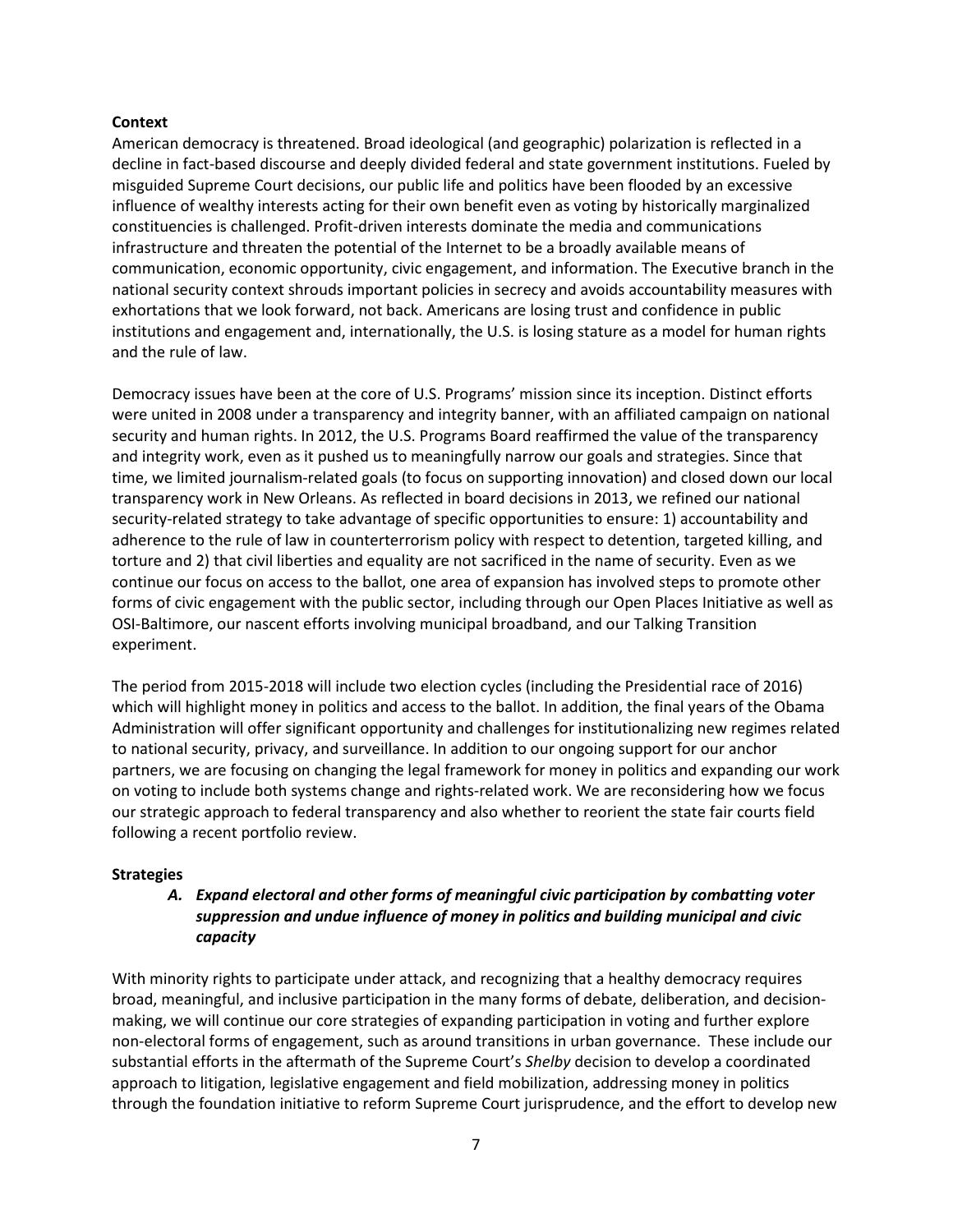**Context**

American democracy is threatened. Broad ideological (and geographic) polarization is reflected in a decline in fact-based discourse and deeply divided federal and state government institutions. Fueled by misguided Supreme Court decisions, our public life and politics have been flooded by an excessive influence of wealthy interests acting for their own benefit even as voting by historically marginalized constituencies is challenged. Profit-driven interests dominate the media and communications infrastructure and threaten the potential of the Internet to be a broadly available means of communication, economic opportunity, civic engagement, and information. The Executive branch in the national security context shrouds important policies in secrecy and avoids accountability measures with exhortations that we look forward, not back. Americans are losing trust and confidence in public institutions and engagement and, internationally, the U.S. is losing stature as a model for human rights and the rule of law.

Democracy issues have been at the core of U.S. Programs' mission since its inception. Distinct efforts were united in 2008 under a transparency and integrity banner, with an affiliated campaign on national security and human rights. In 2012, the U.S. Programs Board reaffirmed the value of the transparency and integrity work, even as it pushed us to meaningfully narrow our goals and strategies. Since that time, we limited journalism-related goals (to focus on supporting innovation) and closed down our local transparency work in New Orleans. As reflected in board decisions in 2013, we refined our national security-related strategy to take advantage of specific opportunities to ensure: 1) accountability and adherence to the rule of law in counterterrorism policy with respect to detention, targeted killing, and torture and 2) that civil liberties and equality are not sacrificed in the name of security. Even as we continue our focus on access to the ballot, one area of expansion has involved steps to promote other forms of civic engagement with the public sector, including through our Open Places Initiative as well as OSI-Baltimore, our nascent efforts involving municipal broadband, and our Talking Transition experiment.

The period from 2015-2018 will include two election cycles (including the Presidential race of 2016) which will highlight money in politics and access to the ballot. In addition, the final years of the Obama Administration will offer significant opportunity and challenges for institutionalizing new regimes related to national security, privacy, and surveillance. In addition to our ongoing support for our anchor partners, we are focusing on changing the legal framework for money in politics and expanding our work on voting to include both systems change and rights-related work. We are reconsidering how we focus our strategic approach to federal transparency and also whether to reorient the state fair courts field following a recent portfolio review.

**Strategies**

**A. *Expand electoral and other forms of meaningful civic participation by combatting voter suppression and undue influence of money in politics and building municipal and civic capacity***

With minority rights to participate under attack, and recognizing that a healthy democracy requires broad, meaningful, and inclusive participation in the many forms of debate, deliberation, and decision-making, we will continue our core strategies of expanding participation in voting and further explore non-electoral forms of engagement, such as around transitions in urban governance. These include our substantial efforts in the aftermath of the Supreme Court's *Shelby* decision to develop a coordinated approach to litigation, legislative engagement and field mobilization, addressing money in politics through the foundation initiative to reform Supreme Court jurisprudence, and the effort to develop new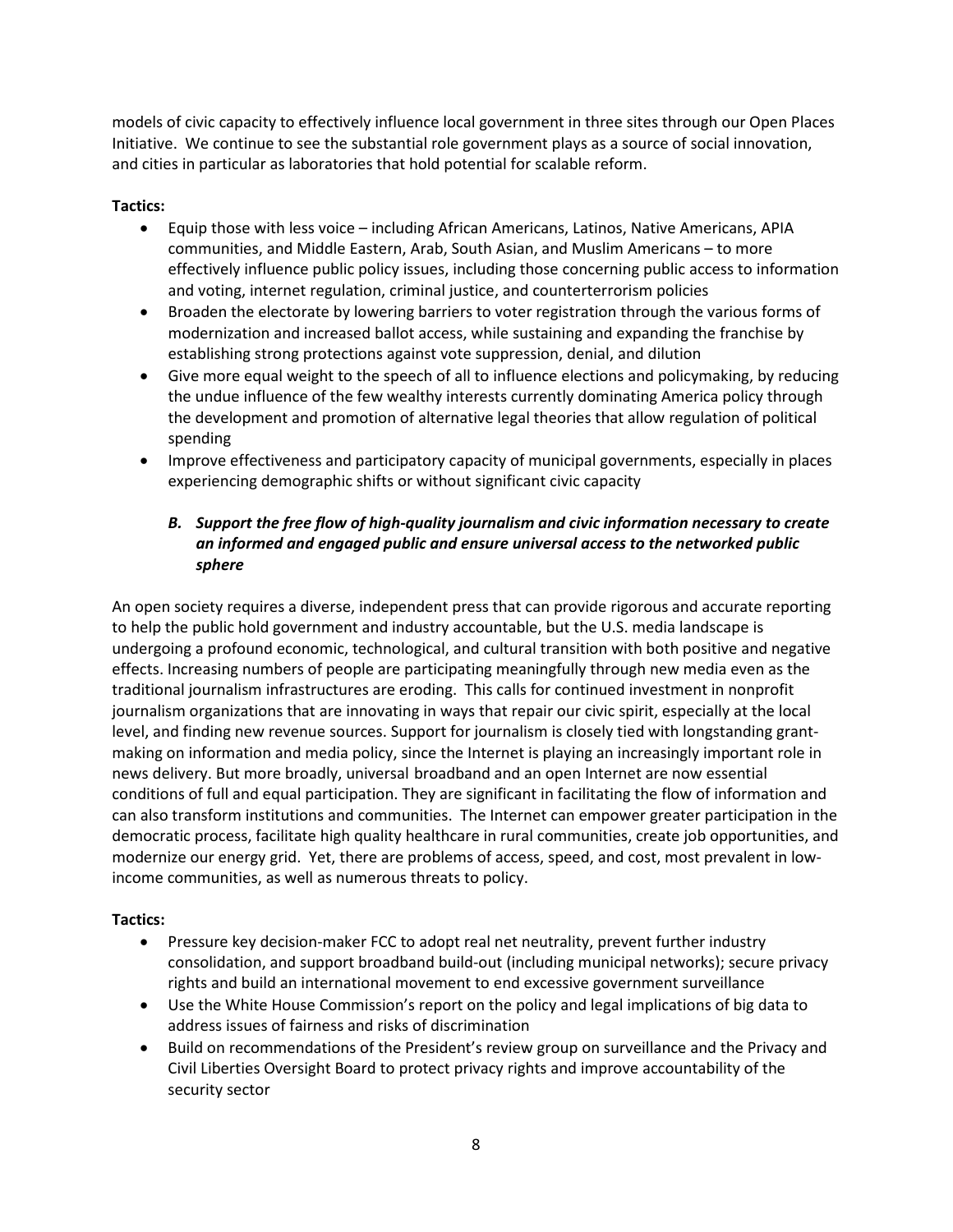models of civic capacity to effectively influence local government in three sites through our Open Places Initiative. We continue to see the substantial role government plays as a source of social innovation, and cities in particular as laboratories that hold potential for scalable reform.

**Tactics:**

- Equip those with less voice – including African Americans, Latinos, Native Americans, APIA communities, and Middle Eastern, Arab, South Asian, and Muslim Americans – to more effectively influence public policy issues, including those concerning public access to information and voting, internet regulation, criminal justice, and counterterrorism policies
- Broaden the electorate by lowering barriers to voter registration through the various forms of modernization and increased ballot access, while sustaining and expanding the franchise by establishing strong protections against vote suppression, denial, and dilution
- Give more equal weight to the speech of all to influence elections and policymaking, by reducing the undue influence of the few wealthy interests currently dominating America policy through the development and promotion of alternative legal theories that allow regulation of political spending
- Improve effectiveness and participatory capacity of municipal governments, especially in places experiencing demographic shifts or without significant civic capacity

### *B. Support the free flow of high-quality journalism and civic information necessary to create an informed and engaged public and ensure universal access to the networked public sphere*

An open society requires a diverse, independent press that can provide rigorous and accurate reporting to help the public hold government and industry accountable, but the U.S. media landscape is undergoing a profound economic, technological, and cultural transition with both positive and negative effects. Increasing numbers of people are participating meaningfully through new media even as the traditional journalism infrastructures are eroding. This calls for continued investment in nonprofit journalism organizations that are innovating in ways that repair our civic spirit, especially at the local level, and finding new revenue sources. Support for journalism is closely tied with longstanding grant-making on information and media policy, since the Internet is playing an increasingly important role in news delivery. But more broadly, universal broadband and an open Internet are now essential conditions of full and equal participation. They are significant in facilitating the flow of information and can also transform institutions and communities. The Internet can empower greater participation in the democratic process, facilitate high quality healthcare in rural communities, create job opportunities, and modernize our energy grid. Yet, there are problems of access, speed, and cost, most prevalent in low-income communities, as well as numerous threats to policy.

**Tactics:**

- Pressure key decision-maker FCC to adopt real net neutrality, prevent further industry consolidation, and support broadband build-out (including municipal networks); secure privacy rights and build an international movement to end excessive government surveillance
- Use the White House Commission's report on the policy and legal implications of big data to address issues of fairness and risks of discrimination
- Build on recommendations of the President's review group on surveillance and the Privacy and Civil Liberties Oversight Board to protect privacy rights and improve accountability of the security sector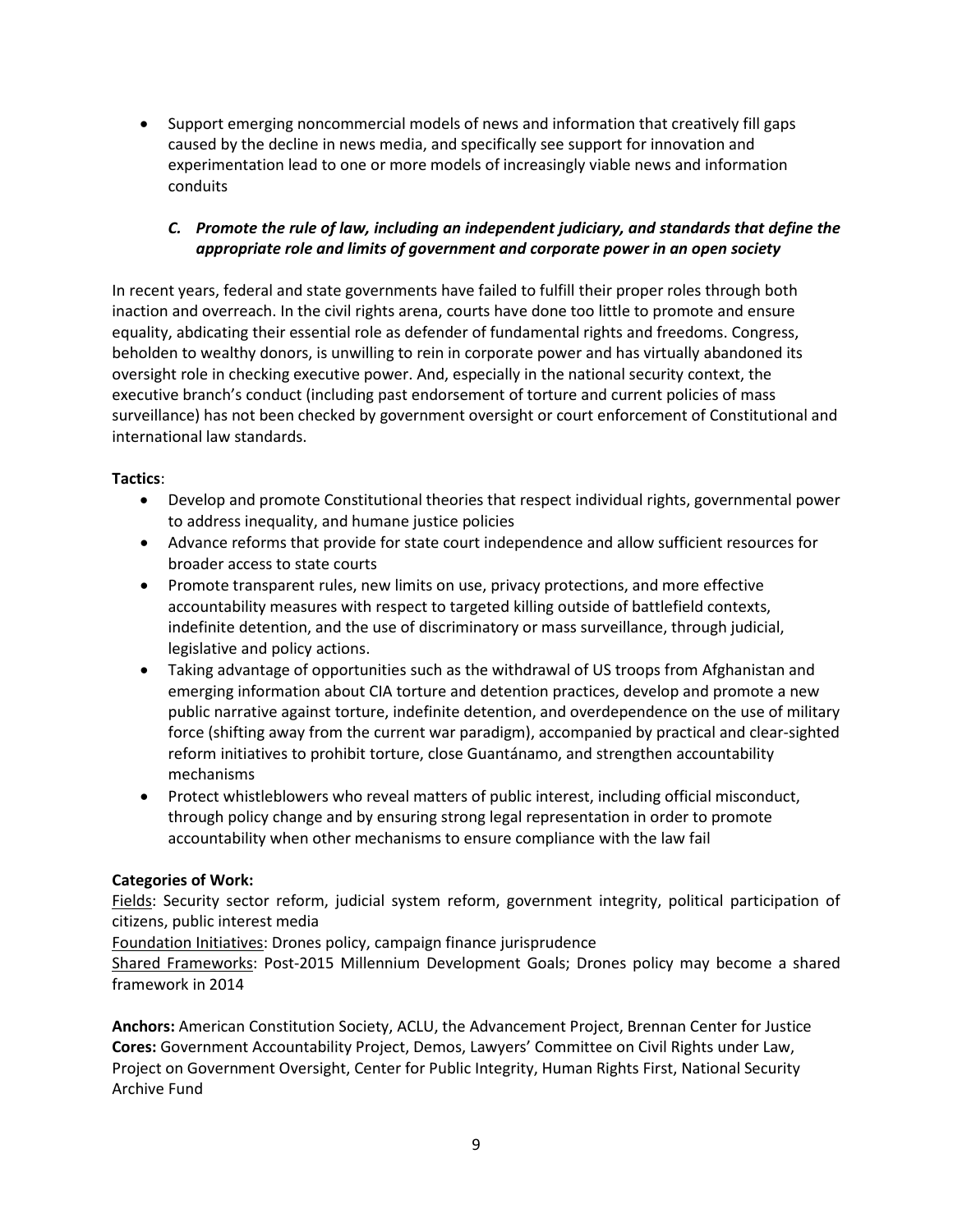- Support emerging noncommercial models of news and information that creatively fill gaps caused by the decline in news media, and specifically see support for innovation and experimentation lead to one or more models of increasingly viable news and information conduits

### *C. Promote the rule of law, including an independent judiciary, and standards that define the appropriate role and limits of government and corporate power in an open society*

In recent years, federal and state governments have failed to fulfill their proper roles through both inaction and overreach. In the civil rights arena, courts have done too little to promote and ensure equality, abdicating their essential role as defender of fundamental rights and freedoms. Congress, beholden to wealthy donors, is unwilling to rein in corporate power and has virtually abandoned its oversight role in checking executive power. And, especially in the national security context, the executive branch's conduct (including past endorsement of torture and current policies of mass surveillance) has not been checked by government oversight or court enforcement of Constitutional and international law standards.

**Tactics**:

- Develop and promote Constitutional theories that respect individual rights, governmental power to address inequality, and humane justice policies
- Advance reforms that provide for state court independence and allow sufficient resources for broader access to state courts
- Promote transparent rules, new limits on use, privacy protections, and more effective accountability measures with respect to targeted killing outside of battlefield contexts, indefinite detention, and the use of discriminatory or mass surveillance, through judicial, legislative and policy actions.
- Taking advantage of opportunities such as the withdrawal of US troops from Afghanistan and emerging information about CIA torture and detention practices, develop and promote a new public narrative against torture, indefinite detention, and overdependence on the use of military force (shifting away from the current war paradigm), accompanied by practical and clear-sighted reform initiatives to prohibit torture, close Guantánamo, and strengthen accountability mechanisms
- Protect whistleblowers who reveal matters of public interest, including official misconduct, through policy change and by ensuring strong legal representation in order to promote accountability when other mechanisms to ensure compliance with the law fail

**Categories of Work:**

Fields: Security sector reform, judicial system reform, government integrity, political participation of citizens, public interest media

Foundation Initiatives: Drones policy, campaign finance jurisprudence

Shared Frameworks: Post-2015 Millennium Development Goals; Drones policy may become a shared framework in 2014

**Anchors:** American Constitution Society, ACLU, the Advancement Project, Brennan Center for Justice

**Cores:** Government Accountability Project, Demos, Lawyers' Committee on Civil Rights under Law, Project on Government Oversight, Center for Public Integrity, Human Rights First, National Security Archive Fund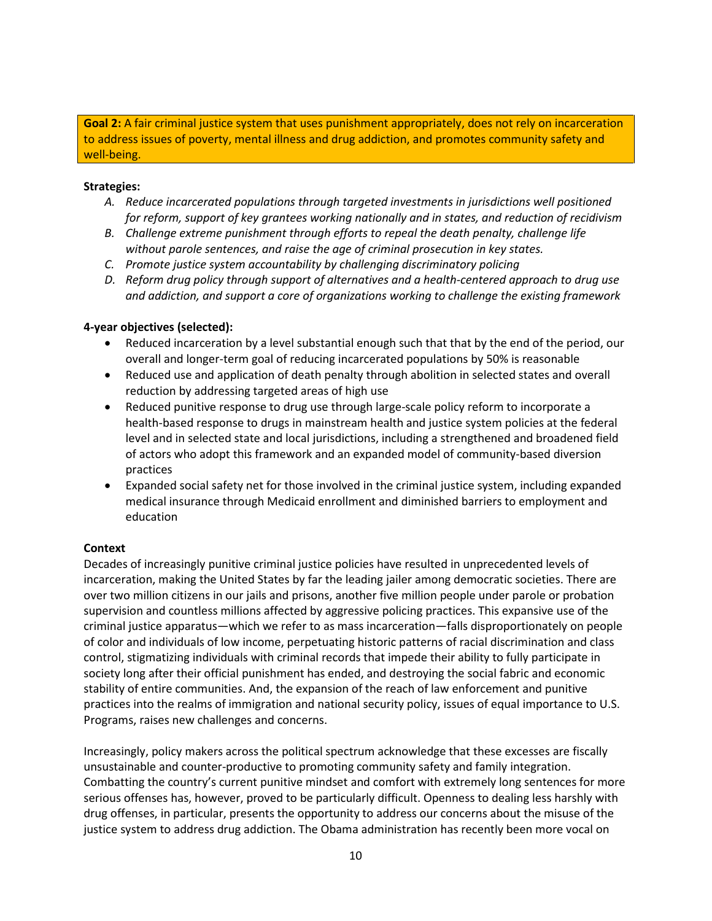**Goal 2:** A fair criminal justice system that uses punishment appropriately, does not rely on incarceration to address issues of poverty, mental illness and drug addiction, and promotes community safety and well-being.

**Strategies:**

A. *Reduce incarcerated populations through targeted investments in jurisdictions well positioned for reform, support of key grantees working nationally and in states, and reduction of recidivism*
B. *Challenge extreme punishment through efforts to repeal the death penalty, challenge life without parole sentences, and raise the age of criminal prosecution in key states.*
C. *Promote justice system accountability by challenging discriminatory policing*
D. *Reform drug policy through support of alternatives and a health-centered approach to drug use and addiction, and support a core of organizations working to challenge the existing framework*

**4-year objectives (selected):**

- Reduced incarceration by a level substantial enough such that that by the end of the period, our overall and longer-term goal of reducing incarcerated populations by 50% is reasonable
- Reduced use and application of death penalty through abolition in selected states and overall reduction by addressing targeted areas of high use
- Reduced punitive response to drug use through large-scale policy reform to incorporate a health-based response to drugs in mainstream health and justice system policies at the federal level and in selected state and local jurisdictions, including a strengthened and broadened field of actors who adopt this framework and an expanded model of community-based diversion practices
- Expanded social safety net for those involved in the criminal justice system, including expanded medical insurance through Medicaid enrollment and diminished barriers to employment and education

**Context**

Decades of increasingly punitive criminal justice policies have resulted in unprecedented levels of incarceration, making the United States by far the leading jailer among democratic societies. There are over two million citizens in our jails and prisons, another five million people under parole or probation supervision and countless millions affected by aggressive policing practices. This expansive use of the criminal justice apparatus—which we refer to as mass incarceration—falls disproportionately on people of color and individuals of low income, perpetuating historic patterns of racial discrimination and class control, stigmatizing individuals with criminal records that impede their ability to fully participate in society long after their official punishment has ended, and destroying the social fabric and economic stability of entire communities. And, the expansion of the reach of law enforcement and punitive practices into the realms of immigration and national security policy, issues of equal importance to U.S. Programs, raises new challenges and concerns.

Increasingly, policy makers across the political spectrum acknowledge that these excesses are fiscally unsustainable and counter-productive to promoting community safety and family integration. Combatting the country's current punitive mindset and comfort with extremely long sentences for more serious offenses has, however, proved to be particularly difficult. Openness to dealing less harshly with drug offenses, in particular, presents the opportunity to address our concerns about the misuse of the justice system to address drug addiction. The Obama administration has recently been more vocal on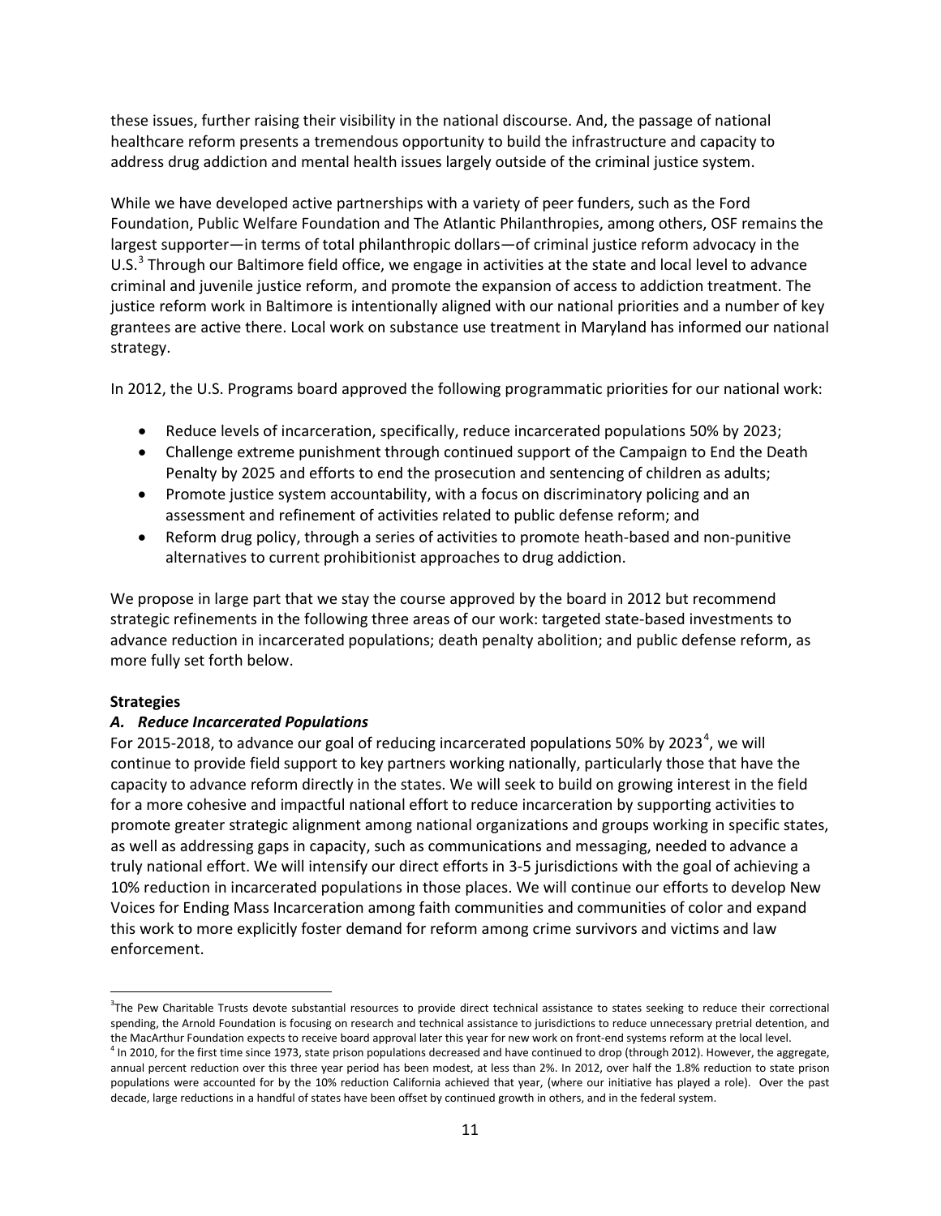these issues, further raising their visibility in the national discourse. And, the passage of national healthcare reform presents a tremendous opportunity to build the infrastructure and capacity to address drug addiction and mental health issues largely outside of the criminal justice system.

While we have developed active partnerships with a variety of peer funders, such as the Ford Foundation, Public Welfare Foundation and The Atlantic Philanthropies, among others, OSF remains the largest supporter—in terms of total philanthropic dollars—of criminal justice reform advocacy in the U.S.[3] Through our Baltimore field office, we engage in activities at the state and local level to advance criminal and juvenile justice reform, and promote the expansion of access to addiction treatment. The justice reform work in Baltimore is intentionally aligned with our national priorities and a number of key grantees are active there. Local work on substance use treatment in Maryland has informed our national strategy.

In 2012, the U.S. Programs board approved the following programmatic priorities for our national work:

- Reduce levels of incarceration, specifically, reduce incarcerated populations 50% by 2023;
- Challenge extreme punishment through continued support of the Campaign to End the Death Penalty by 2025 and efforts to end the prosecution and sentencing of children as adults;
- Promote justice system accountability, with a focus on discriminatory policing and an assessment and refinement of activities related to public defense reform; and
- Reform drug policy, through a series of activities to promote heath-based and non-punitive alternatives to current prohibitionist approaches to drug addiction.

We propose in large part that we stay the course approved by the board in 2012 but recommend strategic refinements in the following three areas of our work: targeted state-based investments to advance reduction in incarcerated populations; death penalty abolition; and public defense reform, as more fully set forth below.

**Strategies**

***A. Reduce Incarcerated Populations***

For 2015-2018, to advance our goal of reducing incarcerated populations 50% by 2023[4], we will continue to provide field support to key partners working nationally, particularly those that have the capacity to advance reform directly in the states. We will seek to build on growing interest in the field for a more cohesive and impactful national effort to reduce incarceration by supporting activities to promote greater strategic alignment among national organizations and groups working in specific states, as well as addressing gaps in capacity, such as communications and messaging, needed to advance a truly national effort. We will intensify our direct efforts in 3-5 jurisdictions with the goal of achieving a 10% reduction in incarcerated populations in those places. We will continue our efforts to develop New Voices for Ending Mass Incarceration among faith communities and communities of color and expand this work to more explicitly foster demand for reform among crime survivors and victims and law enforcement.

[3] The Pew Charitable Trusts devote substantial resources to provide direct technical assistance to states seeking to reduce their correctional spending, the Arnold Foundation is focusing on research and technical assistance to jurisdictions to reduce unnecessary pretrial detention, and the MacArthur Foundation expects to receive board approval later this year for new work on front-end systems reform at the local level.

[4] In 2010, for the first time since 1973, state prison populations decreased and have continued to drop (through 2012). However, the aggregate, annual percent reduction over this three year period has been modest, at less than 2%. In 2012, over half the 1.8% reduction to state prison populations were accounted for by the 10% reduction California achieved that year, (where our initiative has played a role). Over the past decade, large reductions in a handful of states have been offset by continued growth in others, and in the federal system.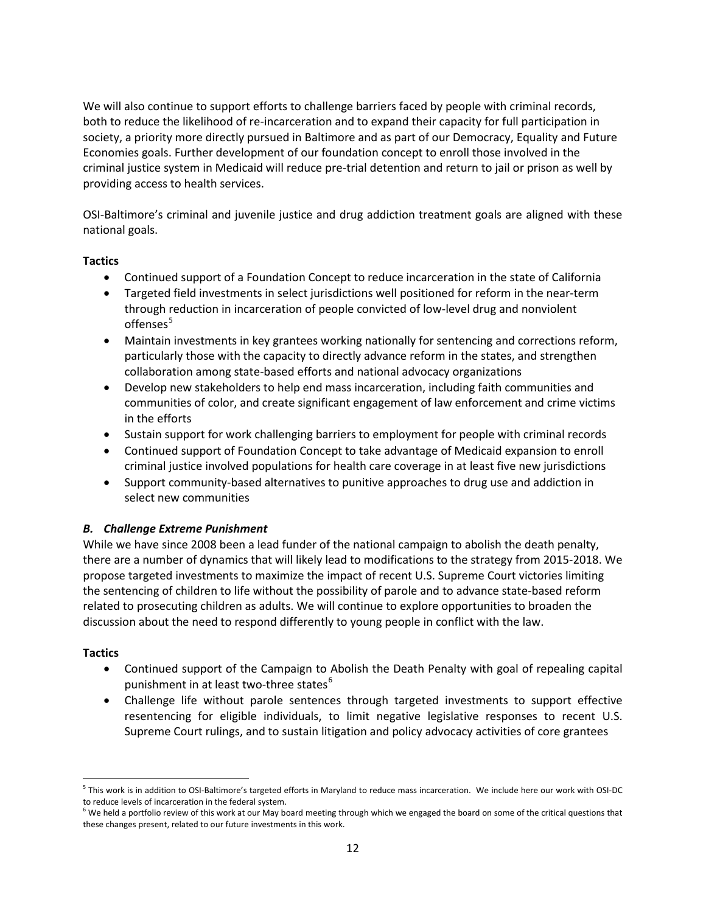We will also continue to support efforts to challenge barriers faced by people with criminal records, both to reduce the likelihood of re-incarceration and to expand their capacity for full participation in society, a priority more directly pursued in Baltimore and as part of our Democracy, Equality and Future Economies goals. Further development of our foundation concept to enroll those involved in the criminal justice system in Medicaid will reduce pre-trial detention and return to jail or prison as well by providing access to health services.

OSI-Baltimore's criminal and juvenile justice and drug addiction treatment goals are aligned with these national goals.

**Tactics**

- Continued support of a Foundation Concept to reduce incarceration in the state of California
- Targeted field investments in select jurisdictions well positioned for reform in the near-term through reduction in incarceration of people convicted of low-level drug and nonviolent offenses[5]
- Maintain investments in key grantees working nationally for sentencing and corrections reform, particularly those with the capacity to directly advance reform in the states, and strengthen collaboration among state-based efforts and national advocacy organizations
- Develop new stakeholders to help end mass incarceration, including faith communities and communities of color, and create significant engagement of law enforcement and crime victims in the efforts
- Sustain support for work challenging barriers to employment for people with criminal records
- Continued support of Foundation Concept to take advantage of Medicaid expansion to enroll criminal justice involved populations for health care coverage in at least five new jurisdictions
- Support community-based alternatives to punitive approaches to drug use and addiction in select new communities

### *B. Challenge Extreme Punishment*

While we have since 2008 been a lead funder of the national campaign to abolish the death penalty, there are a number of dynamics that will likely lead to modifications to the strategy from 2015-2018. We propose targeted investments to maximize the impact of recent U.S. Supreme Court victories limiting the sentencing of children to life without the possibility of parole and to advance state-based reform related to prosecuting children as adults. We will continue to explore opportunities to broaden the discussion about the need to respond differently to young people in conflict with the law.

**Tactics**

- Continued support of the Campaign to Abolish the Death Penalty with goal of repealing capital punishment in at least two-three states[6]
- Challenge life without parole sentences through targeted investments to support effective resentencing for eligible individuals, to limit negative legislative responses to recent U.S. Supreme Court rulings, and to sustain litigation and policy advocacy activities of core grantees

[5] This work is in addition to OSI-Baltimore's targeted efforts in Maryland to reduce mass incarceration. We include here our work with OSI-DC to reduce levels of incarceration in the federal system.

[6] We held a portfolio review of this work at our May board meeting through which we engaged the board on some of the critical questions that these changes present, related to our future investments in this work.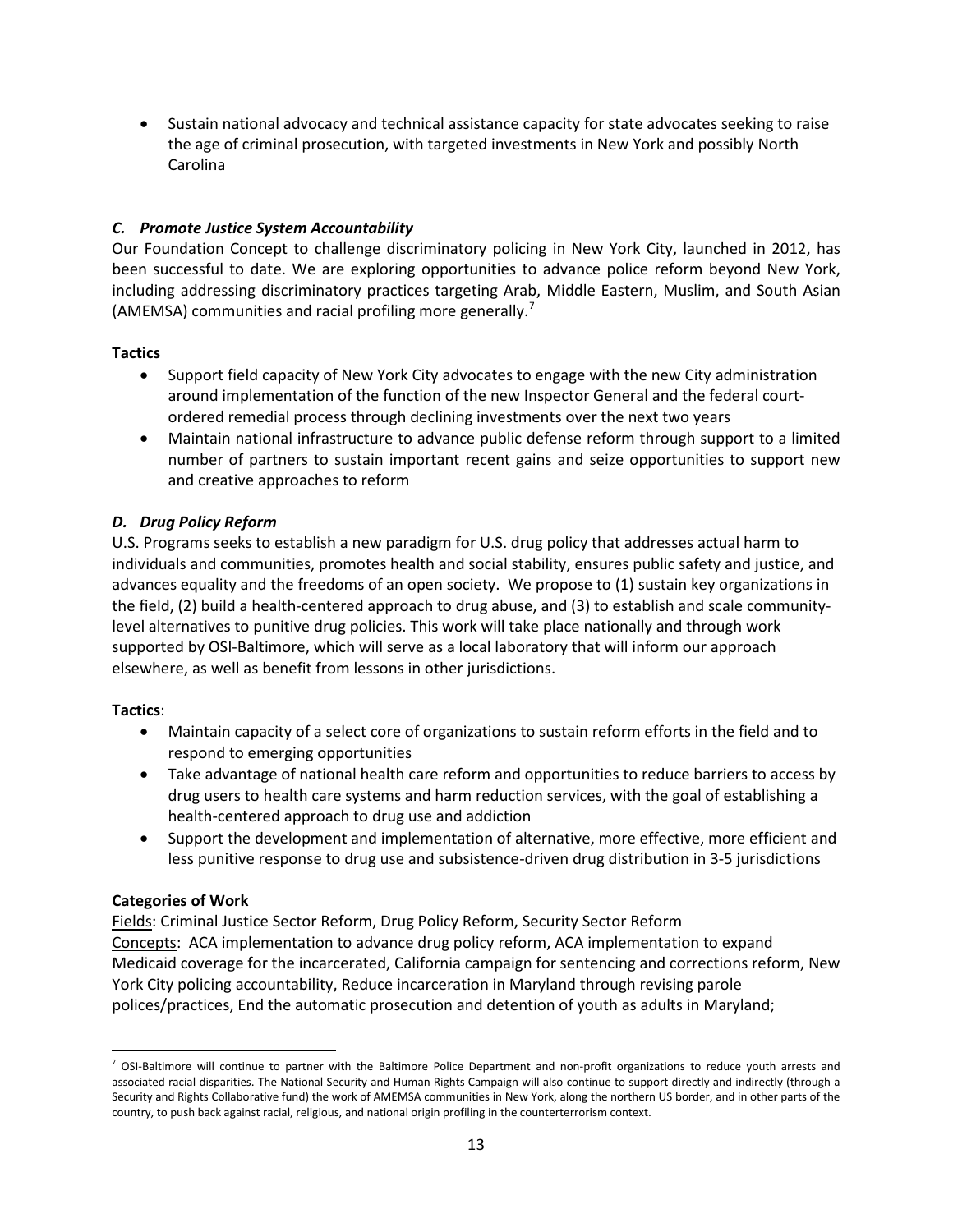- Sustain national advocacy and technical assistance capacity for state advocates seeking to raise the age of criminal prosecution, with targeted investments in New York and possibly North Carolina

### *C. Promote Justice System Accountability*

Our Foundation Concept to challenge discriminatory policing in New York City, launched in 2012, has been successful to date. We are exploring opportunities to advance police reform beyond New York, including addressing discriminatory practices targeting Arab, Middle Eastern, Muslim, and South Asian (AMEMSA) communities and racial profiling more generally.[7]

**Tactics**

- Support field capacity of New York City advocates to engage with the new City administration around implementation of the function of the new Inspector General and the federal court-ordered remedial process through declining investments over the next two years
- Maintain national infrastructure to advance public defense reform through support to a limited number of partners to sustain important recent gains and seize opportunities to support new and creative approaches to reform

### *D. Drug Policy Reform*

U.S. Programs seeks to establish a new paradigm for U.S. drug policy that addresses actual harm to individuals and communities, promotes health and social stability, ensures public safety and justice, and advances equality and the freedoms of an open society. We propose to (1) sustain key organizations in the field, (2) build a health-centered approach to drug abuse, and (3) to establish and scale community-level alternatives to punitive drug policies. This work will take place nationally and through work supported by OSI-Baltimore, which will serve as a local laboratory that will inform our approach elsewhere, as well as benefit from lessons in other jurisdictions.

**Tactics**:

- Maintain capacity of a select core of organizations to sustain reform efforts in the field and to respond to emerging opportunities
- Take advantage of national health care reform and opportunities to reduce barriers to access by drug users to health care systems and harm reduction services, with the goal of establishing a health-centered approach to drug use and addiction
- Support the development and implementation of alternative, more effective, more efficient and less punitive response to drug use and subsistence-driven drug distribution in 3-5 jurisdictions

**Categories of Work**

Fields: Criminal Justice Sector Reform, Drug Policy Reform, Security Sector Reform
Concepts: ACA implementation to advance drug policy reform, ACA implementation to expand Medicaid coverage for the incarcerated, California campaign for sentencing and corrections reform, New York City policing accountability, Reduce incarceration in Maryland through revising parole polices/practices, End the automatic prosecution and detention of youth as adults in Maryland;

---

[7] OSI-Baltimore will continue to partner with the Baltimore Police Department and non-profit organizations to reduce youth arrests and associated racial disparities. The National Security and Human Rights Campaign will also continue to support directly and indirectly (through a Security and Rights Collaborative fund) the work of AMEMSA communities in New York, along the northern US border, and in other parts of the country, to push back against racial, religious, and national origin profiling in the counterterrorism context.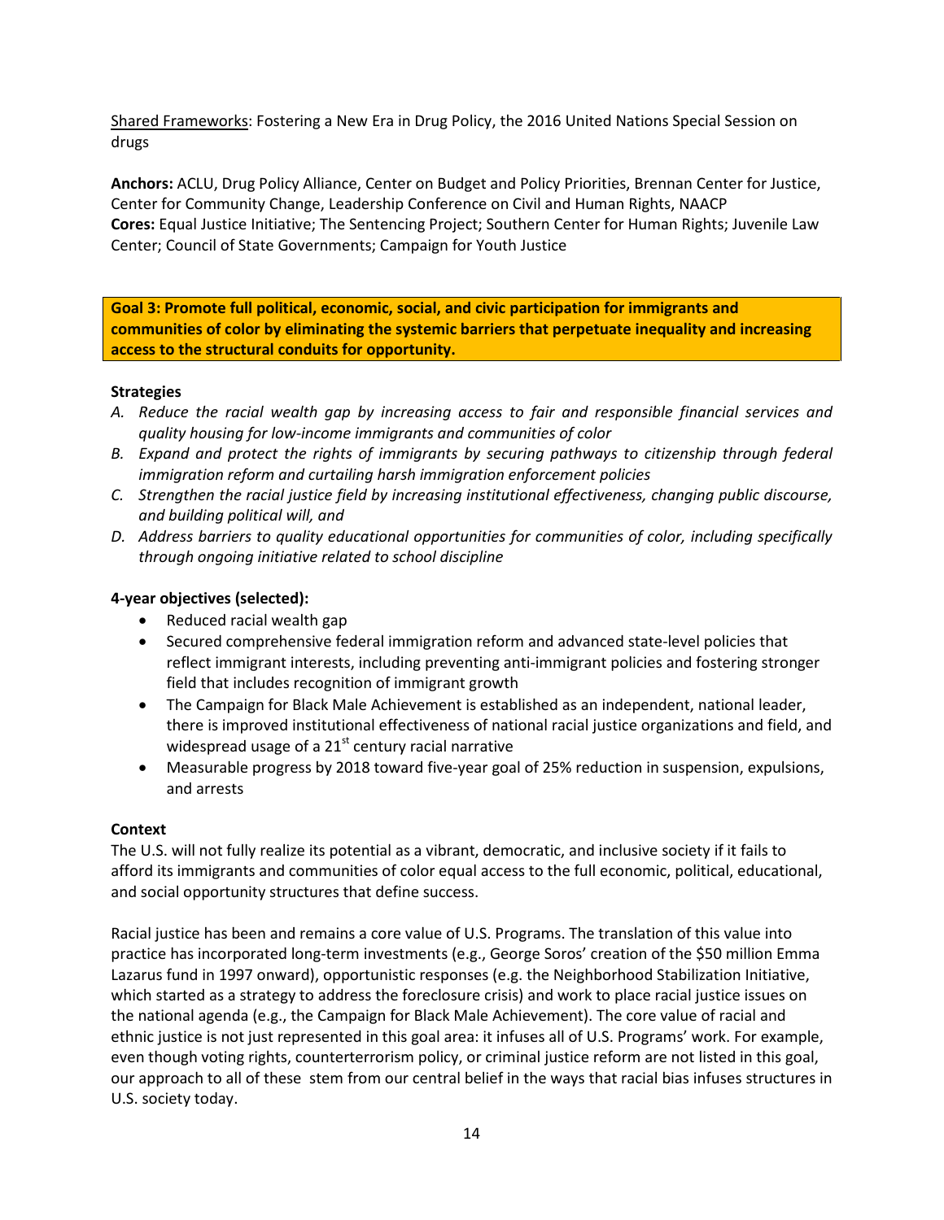Shared Frameworks: Fostering a New Era in Drug Policy, the 2016 United Nations Special Session on drugs

**Anchors:** ACLU, Drug Policy Alliance, Center on Budget and Policy Priorities, Brennan Center for Justice, Center for Community Change, Leadership Conference on Civil and Human Rights, NAACP
**Cores:** Equal Justice Initiative; The Sentencing Project; Southern Center for Human Rights; Juvenile Law Center; Council of State Governments; Campaign for Youth Justice

**Goal 3: Promote full political, economic, social, and civic participation for immigrants and communities of color by eliminating the systemic barriers that perpetuate inequality and increasing access to the structural conduits for opportunity.**

**Strategies**

*A. Reduce the racial wealth gap by increasing access to fair and responsible financial services and quality housing for low-income immigrants and communities of color*
*B. Expand and protect the rights of immigrants by securing pathways to citizenship through federal immigration reform and curtailing harsh immigration enforcement policies*
*C. Strengthen the racial justice field by increasing institutional effectiveness, changing public discourse, and building political will, and*
*D. Address barriers to quality educational opportunities for communities of color, including specifically through ongoing initiative related to school discipline*

**4-year objectives (selected):**

- Reduced racial wealth gap
- Secured comprehensive federal immigration reform and advanced state-level policies that reflect immigrant interests, including preventing anti-immigrant policies and fostering stronger field that includes recognition of immigrant growth
- The Campaign for Black Male Achievement is established as an independent, national leader, there is improved institutional effectiveness of national racial justice organizations and field, and widespread usage of a 21st century racial narrative
- Measurable progress by 2018 toward five-year goal of 25% reduction in suspension, expulsions, and arrests

**Context**

The U.S. will not fully realize its potential as a vibrant, democratic, and inclusive society if it fails to afford its immigrants and communities of color equal access to the full economic, political, educational, and social opportunity structures that define success.

Racial justice has been and remains a core value of U.S. Programs. The translation of this value into practice has incorporated long-term investments (e.g., George Soros' creation of the $50 million Emma Lazarus fund in 1997 onward), opportunistic responses (e.g. the Neighborhood Stabilization Initiative, which started as a strategy to address the foreclosure crisis) and work to place racial justice issues on the national agenda (e.g., the Campaign for Black Male Achievement). The core value of racial and ethnic justice is not just represented in this goal area: it infuses all of U.S. Programs' work. For example, even though voting rights, counterterrorism policy, or criminal justice reform are not listed in this goal, our approach to all of these stem from our central belief in the ways that racial bias infuses structures in U.S. society today.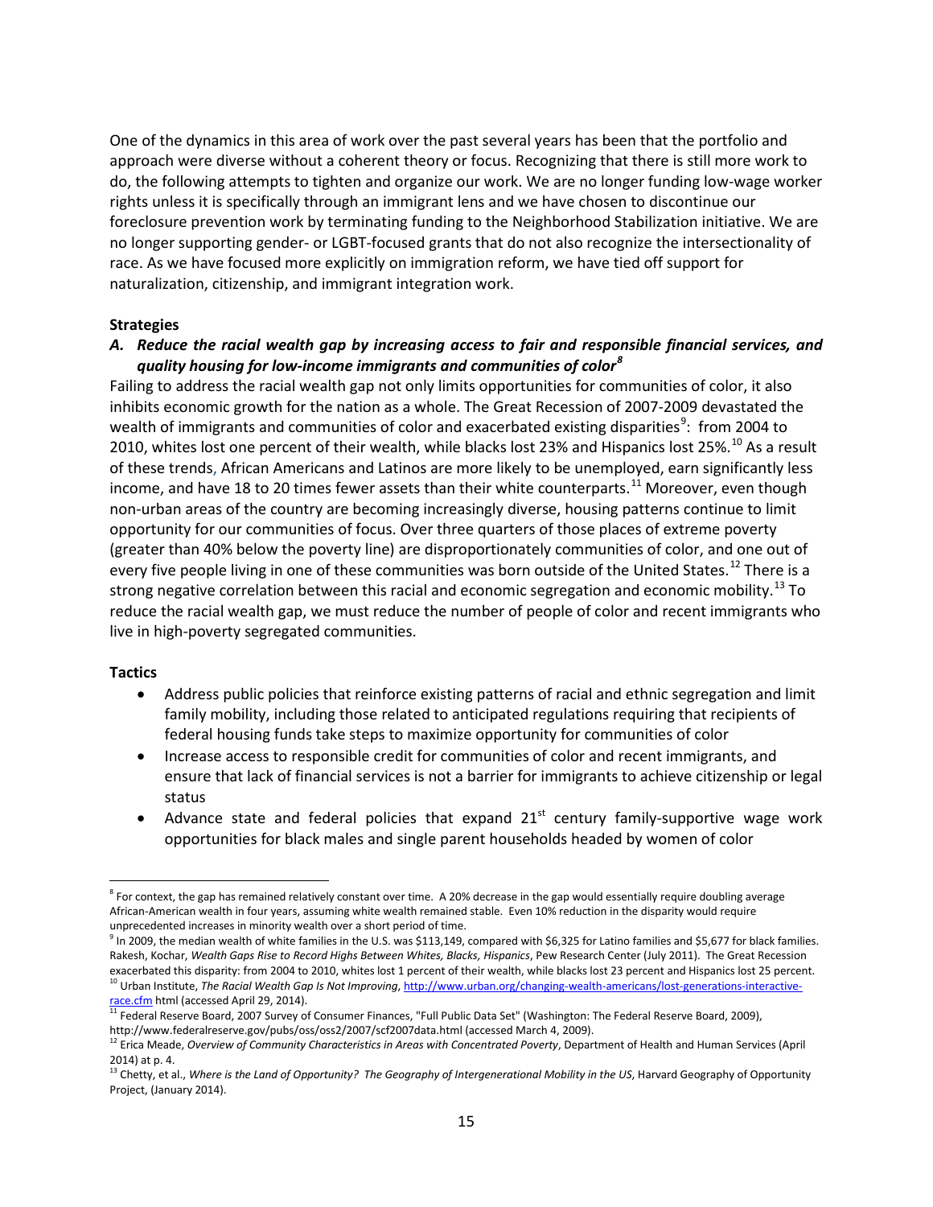One of the dynamics in this area of work over the past several years has been that the portfolio and approach were diverse without a coherent theory or focus. Recognizing that there is still more work to do, the following attempts to tighten and organize our work. We are no longer funding low-wage worker rights unless it is specifically through an immigrant lens and we have chosen to discontinue our foreclosure prevention work by terminating funding to the Neighborhood Stabilization initiative. We are no longer supporting gender- or LGBT-focused grants that do not also recognize the intersectionality of race. As we have focused more explicitly on immigration reform, we have tied off support for naturalization, citizenship, and immigrant integration work.

**Strategies**

### *A. Reduce the racial wealth gap by increasing access to fair and responsible financial services, and quality housing for low-income immigrants and communities of color*[8]

Failing to address the racial wealth gap not only limits opportunities for communities of color, it also inhibits economic growth for the nation as a whole. The Great Recession of 2007-2009 devastated the wealth of immigrants and communities of color and exacerbated existing disparities[9]: from 2004 to 2010, whites lost one percent of their wealth, while blacks lost 23% and Hispanics lost 25%.[10] As a result of these trends, African Americans and Latinos are more likely to be unemployed, earn significantly less income, and have 18 to 20 times fewer assets than their white counterparts.[11] Moreover, even though non-urban areas of the country are becoming increasingly diverse, housing patterns continue to limit opportunity for our communities of focus. Over three quarters of those places of extreme poverty (greater than 40% below the poverty line) are disproportionately communities of color, and one out of every five people living in one of these communities was born outside of the United States.[12] There is a strong negative correlation between this racial and economic segregation and economic mobility.[13] To reduce the racial wealth gap, we must reduce the number of people of color and recent immigrants who live in high-poverty segregated communities.

**Tactics**

- Address public policies that reinforce existing patterns of racial and ethnic segregation and limit family mobility, including those related to anticipated regulations requiring that recipients of federal housing funds take steps to maximize opportunity for communities of color
- Increase access to responsible credit for communities of color and recent immigrants, and ensure that lack of financial services is not a barrier for immigrants to achieve citizenship or legal status
- Advance state and federal policies that expand 21st century family-supportive wage work opportunities for black males and single parent households headed by women of color

---

[8] For context, the gap has remained relatively constant over time. A 20% decrease in the gap would essentially require doubling average African-American wealth in four years, assuming white wealth remained stable. Even 10% reduction in the disparity would require unprecedented increases in minority wealth over a short period of time.

[9] In 2009, the median wealth of white families in the U.S. was $113,149, compared with $6,325 for Latino families and $5,677 for black families. Rakesh, Kochar, *Wealth Gaps Rise to Record Highs Between Whites, Blacks, Hispanics*, Pew Research Center (July 2011). The Great Recession exacerbated this disparity: from 2004 to 2010, whites lost 1 percent of their wealth, while blacks lost 23 percent and Hispanics lost 25 percent.

[10] Urban Institute, *The Racial Wealth Gap Is Not Improving*, http://www.urban.org/changing-wealth-americans/lost-generations-interactive-race.cfm html (accessed April 29, 2014).

[11] Federal Reserve Board, 2007 Survey of Consumer Finances, "Full Public Data Set" (Washington: The Federal Reserve Board, 2009), http://www.federalreserve.gov/pubs/oss/oss2/2007/scf2007data.html (accessed March 4, 2009).

[12] Erica Meade, *Overview of Community Characteristics in Areas with Concentrated Poverty*, Department of Health and Human Services (April 2014) at p. 4.

[13] Chetty, et al., *Where is the Land of Opportunity? The Geography of Intergenerational Mobility in the US*, Harvard Geography of Opportunity Project, (January 2014).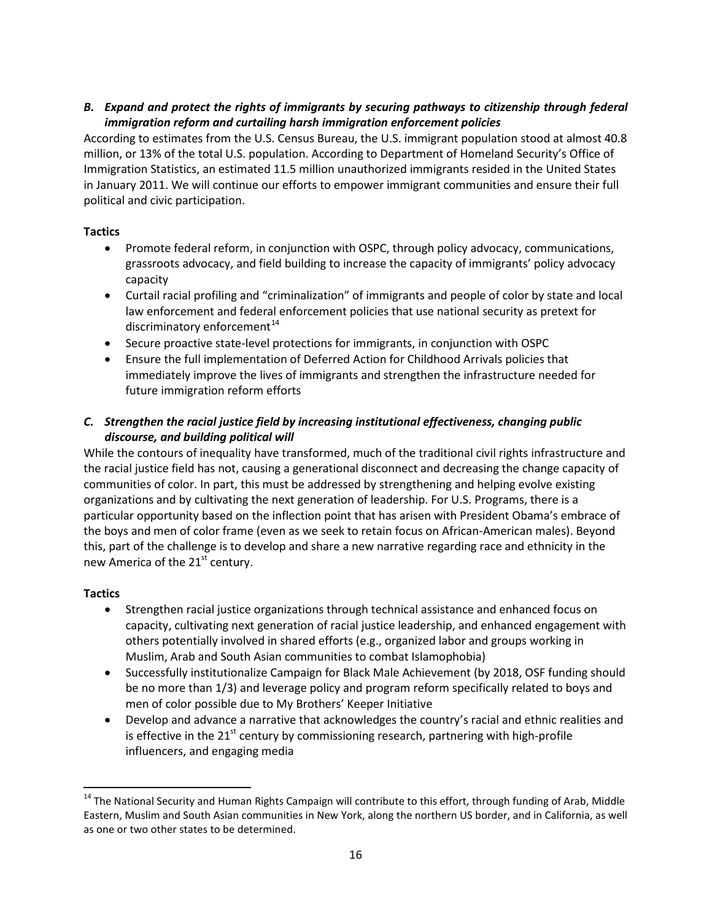### *B. Expand and protect the rights of immigrants by securing pathways to citizenship through federal immigration reform and curtailing harsh immigration enforcement policies*

According to estimates from the U.S. Census Bureau, the U.S. immigrant population stood at almost 40.8 million, or 13% of the total U.S. population. According to Department of Homeland Security's Office of Immigration Statistics, an estimated 11.5 million unauthorized immigrants resided in the United States in January 2011. We will continue our efforts to empower immigrant communities and ensure their full political and civic participation.

**Tactics**

- Promote federal reform, in conjunction with OSPC, through policy advocacy, communications, grassroots advocacy, and field building to increase the capacity of immigrants' policy advocacy capacity
- Curtail racial profiling and "criminalization" of immigrants and people of color by state and local law enforcement and federal enforcement policies that use national security as pretext for discriminatory enforcement[14]
- Secure proactive state-level protections for immigrants, in conjunction with OSPC
- Ensure the full implementation of Deferred Action for Childhood Arrivals policies that immediately improve the lives of immigrants and strengthen the infrastructure needed for future immigration reform efforts

### *C. Strengthen the racial justice field by increasing institutional effectiveness, changing public discourse, and building political will*

While the contours of inequality have transformed, much of the traditional civil rights infrastructure and the racial justice field has not, causing a generational disconnect and decreasing the change capacity of communities of color. In part, this must be addressed by strengthening and helping evolve existing organizations and by cultivating the next generation of leadership. For U.S. Programs, there is a particular opportunity based on the inflection point that has arisen with President Obama's embrace of the boys and men of color frame (even as we seek to retain focus on African-American males). Beyond this, part of the challenge is to develop and share a new narrative regarding race and ethnicity in the new America of the 21st century.

**Tactics**

- Strengthen racial justice organizations through technical assistance and enhanced focus on capacity, cultivating next generation of racial justice leadership, and enhanced engagement with others potentially involved in shared efforts (e.g., organized labor and groups working in Muslim, Arab and South Asian communities to combat Islamophobia)
- Successfully institutionalize Campaign for Black Male Achievement (by 2018, OSF funding should be no more than 1/3) and leverage policy and program reform specifically related to boys and men of color possible due to My Brothers' Keeper Initiative
- Develop and advance a narrative that acknowledges the country's racial and ethnic realities and is effective in the 21st century by commissioning research, partnering with high-profile influencers, and engaging media

---

[14] The National Security and Human Rights Campaign will contribute to this effort, through funding of Arab, Middle Eastern, Muslim and South Asian communities in New York, along the northern US border, and in California, as well as one or two other states to be determined.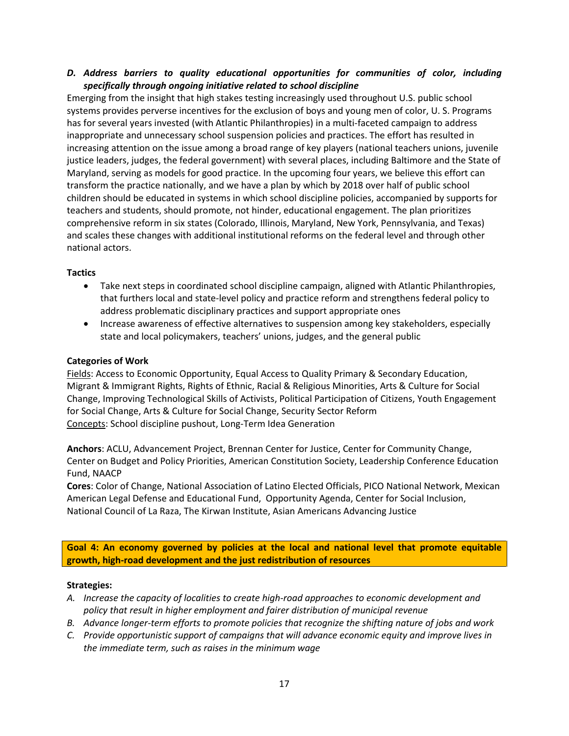### *D. Address barriers to quality educational opportunities for communities of color, including specifically through ongoing initiative related to school discipline*

Emerging from the insight that high stakes testing increasingly used throughout U.S. public school systems provides perverse incentives for the exclusion of boys and young men of color, U. S. Programs has for several years invested (with Atlantic Philanthropies) in a multi-faceted campaign to address inappropriate and unnecessary school suspension policies and practices. The effort has resulted in increasing attention on the issue among a broad range of key players (national teachers unions, juvenile justice leaders, judges, the federal government) with several places, including Baltimore and the State of Maryland, serving as models for good practice. In the upcoming four years, we believe this effort can transform the practice nationally, and we have a plan by which by 2018 over half of public school children should be educated in systems in which school discipline policies, accompanied by supports for teachers and students, should promote, not hinder, educational engagement. The plan prioritizes comprehensive reform in six states (Colorado, Illinois, Maryland, New York, Pennsylvania, and Texas) and scales these changes with additional institutional reforms on the federal level and through other national actors.

**Tactics**

- Take next steps in coordinated school discipline campaign, aligned with Atlantic Philanthropies, that furthers local and state-level policy and practice reform and strengthens federal policy to address problematic disciplinary practices and support appropriate ones
- Increase awareness of effective alternatives to suspension among key stakeholders, especially state and local policymakers, teachers' unions, judges, and the general public

**Categories of Work**

Fields: Access to Economic Opportunity, Equal Access to Quality Primary & Secondary Education, Migrant & Immigrant Rights, Rights of Ethnic, Racial & Religious Minorities, Arts & Culture for Social Change, Improving Technological Skills of Activists, Political Participation of Citizens, Youth Engagement for Social Change, Arts & Culture for Social Change, Security Sector Reform

Concepts: School discipline pushout, Long-Term Idea Generation

**Anchors**: ACLU, Advancement Project, Brennan Center for Justice, Center for Community Change, Center on Budget and Policy Priorities, American Constitution Society, Leadership Conference Education Fund, NAACP

**Cores**: Color of Change, National Association of Latino Elected Officials, PICO National Network, Mexican American Legal Defense and Educational Fund, Opportunity Agenda, Center for Social Inclusion, National Council of La Raza, The Kirwan Institute, Asian Americans Advancing Justice

## Goal 4: An economy governed by policies at the local and national level that promote equitable growth, high-road development and the just redistribution of resources

**Strategies:**

*A. Increase the capacity of localities to create high-road approaches to economic development and policy that result in higher employment and fairer distribution of municipal revenue*

*B. Advance longer-term efforts to promote policies that recognize the shifting nature of jobs and work*

*C. Provide opportunistic support of campaigns that will advance economic equity and improve lives in the immediate term, such as raises in the minimum wage*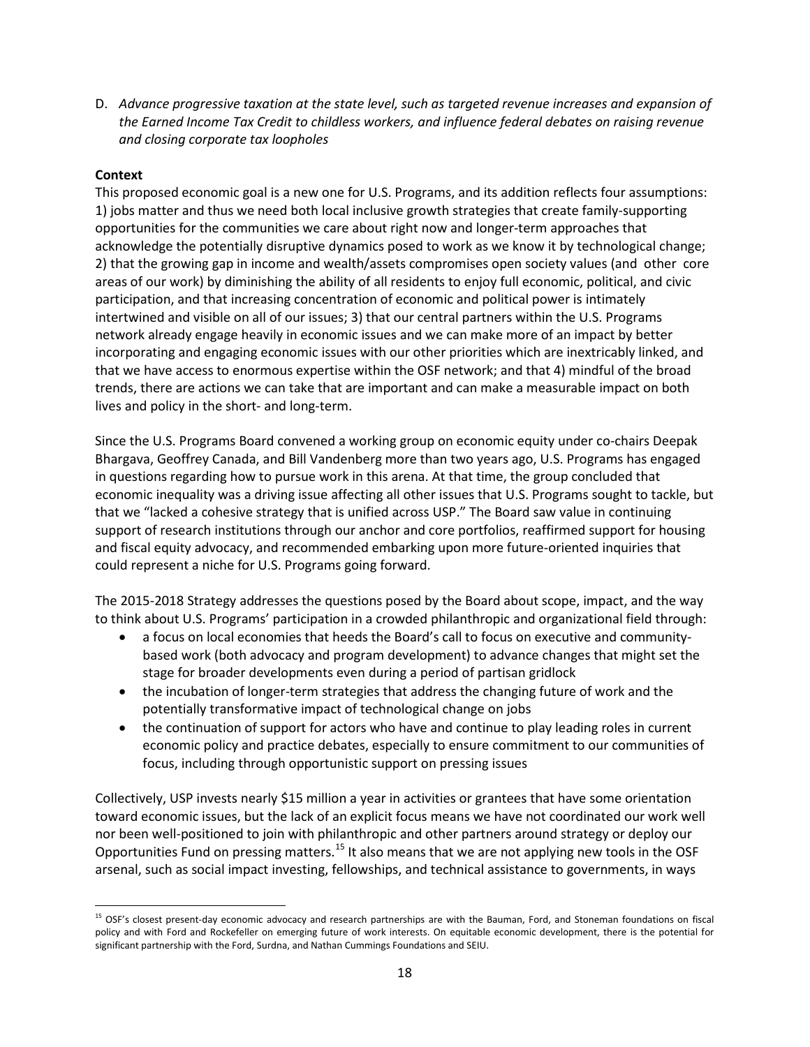D. *Advance progressive taxation at the state level, such as targeted revenue increases and expansion of the Earned Income Tax Credit to childless workers, and influence federal debates on raising revenue and closing corporate tax loopholes*

**Context**

This proposed economic goal is a new one for U.S. Programs, and its addition reflects four assumptions: 1) jobs matter and thus we need both local inclusive growth strategies that create family-supporting opportunities for the communities we care about right now and longer-term approaches that acknowledge the potentially disruptive dynamics posed to work as we know it by technological change; 2) that the growing gap in income and wealth/assets compromises open society values (and other core areas of our work) by diminishing the ability of all residents to enjoy full economic, political, and civic participation, and that increasing concentration of economic and political power is intimately intertwined and visible on all of our issues; 3) that our central partners within the U.S. Programs network already engage heavily in economic issues and we can make more of an impact by better incorporating and engaging economic issues with our other priorities which are inextricably linked, and that we have access to enormous expertise within the OSF network; and that 4) mindful of the broad trends, there are actions we can take that are important and can make a measurable impact on both lives and policy in the short- and long-term.

Since the U.S. Programs Board convened a working group on economic equity under co-chairs Deepak Bhargava, Geoffrey Canada, and Bill Vandenberg more than two years ago, U.S. Programs has engaged in questions regarding how to pursue work in this arena. At that time, the group concluded that economic inequality was a driving issue affecting all other issues that U.S. Programs sought to tackle, but that we "lacked a cohesive strategy that is unified across USP." The Board saw value in continuing support of research institutions through our anchor and core portfolios, reaffirmed support for housing and fiscal equity advocacy, and recommended embarking upon more future-oriented inquiries that could represent a niche for U.S. Programs going forward.

The 2015-2018 Strategy addresses the questions posed by the Board about scope, impact, and the way to think about U.S. Programs' participation in a crowded philanthropic and organizational field through:

- a focus on local economies that heeds the Board's call to focus on executive and community-based work (both advocacy and program development) to advance changes that might set the stage for broader developments even during a period of partisan gridlock
- the incubation of longer-term strategies that address the changing future of work and the potentially transformative impact of technological change on jobs
- the continuation of support for actors who have and continue to play leading roles in current economic policy and practice debates, especially to ensure commitment to our communities of focus, including through opportunistic support on pressing issues

Collectively, USP invests nearly $15 million a year in activities or grantees that have some orientation toward economic issues, but the lack of an explicit focus means we have not coordinated our work well nor been well-positioned to join with philanthropic and other partners around strategy or deploy our Opportunities Fund on pressing matters.[15] It also means that we are not applying new tools in the OSF arsenal, such as social impact investing, fellowships, and technical assistance to governments, in ways

[15] OSF's closest present-day economic advocacy and research partnerships are with the Bauman, Ford, and Stoneman foundations on fiscal policy and with Ford and Rockefeller on emerging future of work interests. On equitable economic development, there is the potential for significant partnership with the Ford, Surdna, and Nathan Cummings Foundations and SEIU.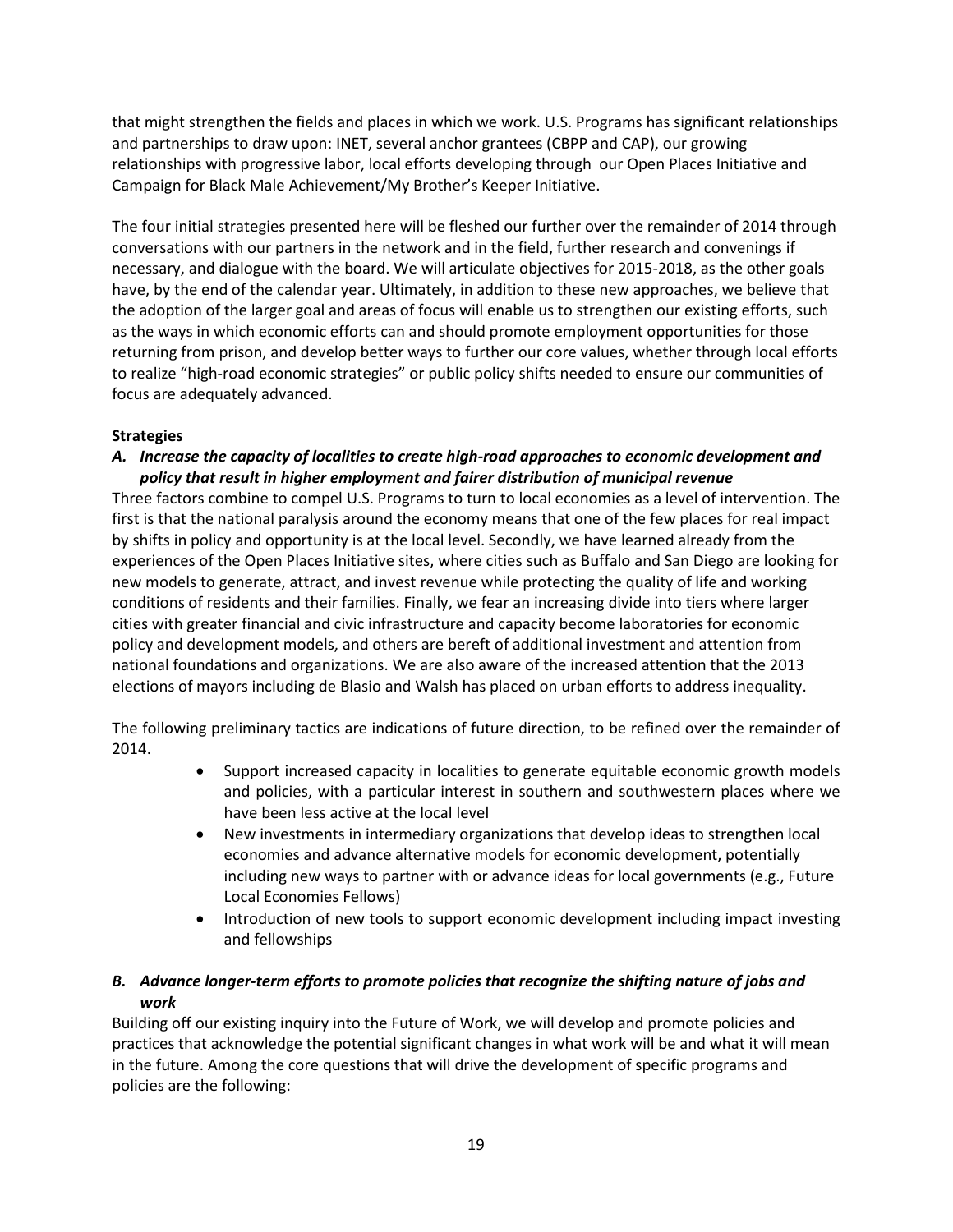that might strengthen the fields and places in which we work. U.S. Programs has significant relationships and partnerships to draw upon: INET, several anchor grantees (CBPP and CAP), our growing relationships with progressive labor, local efforts developing through our Open Places Initiative and Campaign for Black Male Achievement/My Brother's Keeper Initiative.

The four initial strategies presented here will be fleshed our further over the remainder of 2014 through conversations with our partners in the network and in the field, further research and convenings if necessary, and dialogue with the board. We will articulate objectives for 2015-2018, as the other goals have, by the end of the calendar year. Ultimately, in addition to these new approaches, we believe that the adoption of the larger goal and areas of focus will enable us to strengthen our existing efforts, such as the ways in which economic efforts can and should promote employment opportunities for those returning from prison, and develop better ways to further our core values, whether through local efforts to realize "high-road economic strategies" or public policy shifts needed to ensure our communities of focus are adequately advanced.

**Strategies**

***A. Increase the capacity of localities to create high-road approaches to economic development and policy that result in higher employment and fairer distribution of municipal revenue***

Three factors combine to compel U.S. Programs to turn to local economies as a level of intervention. The first is that the national paralysis around the economy means that one of the few places for real impact by shifts in policy and opportunity is at the local level. Secondly, we have learned already from the experiences of the Open Places Initiative sites, where cities such as Buffalo and San Diego are looking for new models to generate, attract, and invest revenue while protecting the quality of life and working conditions of residents and their families. Finally, we fear an increasing divide into tiers where larger cities with greater financial and civic infrastructure and capacity become laboratories for economic policy and development models, and others are bereft of additional investment and attention from national foundations and organizations. We are also aware of the increased attention that the 2013 elections of mayors including de Blasio and Walsh has placed on urban efforts to address inequality.

The following preliminary tactics are indications of future direction, to be refined over the remainder of 2014.

- Support increased capacity in localities to generate equitable economic growth models and policies, with a particular interest in southern and southwestern places where we have been less active at the local level
- New investments in intermediary organizations that develop ideas to strengthen local economies and advance alternative models for economic development, potentially including new ways to partner with or advance ideas for local governments (e.g., Future Local Economies Fellows)
- Introduction of new tools to support economic development including impact investing and fellowships

***B. Advance longer-term efforts to promote policies that recognize the shifting nature of jobs and work***

Building off our existing inquiry into the Future of Work, we will develop and promote policies and practices that acknowledge the potential significant changes in what work will be and what it will mean in the future. Among the core questions that will drive the development of specific programs and policies are the following: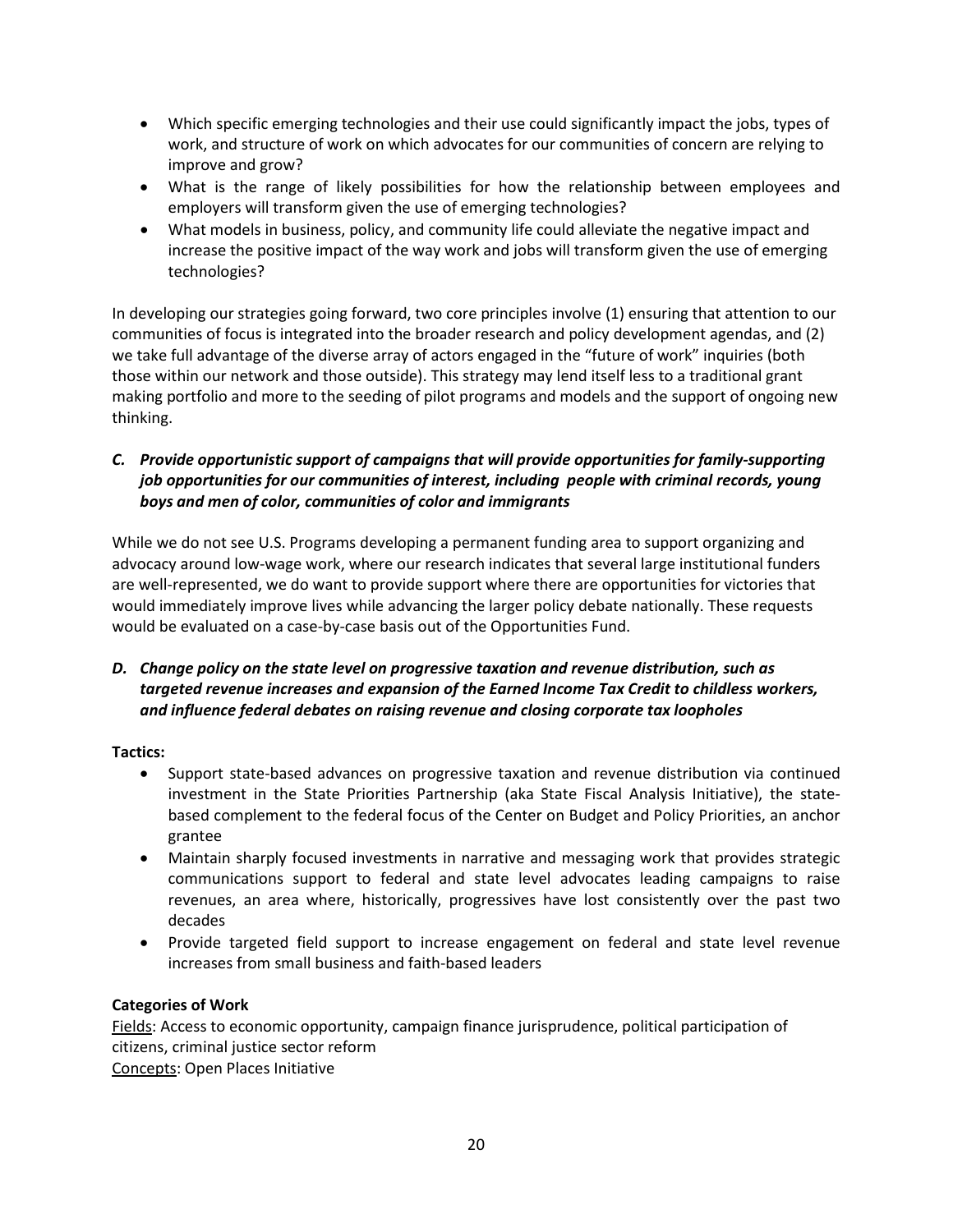- Which specific emerging technologies and their use could significantly impact the jobs, types of work, and structure of work on which advocates for our communities of concern are relying to improve and grow?
- What is the range of likely possibilities for how the relationship between employees and employers will transform given the use of emerging technologies?
- What models in business, policy, and community life could alleviate the negative impact and increase the positive impact of the way work and jobs will transform given the use of emerging technologies?

In developing our strategies going forward, two core principles involve (1) ensuring that attention to our communities of focus is integrated into the broader research and policy development agendas, and (2) we take full advantage of the diverse array of actors engaged in the "future of work" inquiries (both those within our network and those outside). This strategy may lend itself less to a traditional grant making portfolio and more to the seeding of pilot programs and models and the support of ongoing new thinking.

### *C. Provide opportunistic support of campaigns that will provide opportunities for family-supporting job opportunities for our communities of interest, including people with criminal records, young boys and men of color, communities of color and immigrants*

While we do not see U.S. Programs developing a permanent funding area to support organizing and advocacy around low-wage work, where our research indicates that several large institutional funders are well-represented, we do want to provide support where there are opportunities for victories that would immediately improve lives while advancing the larger policy debate nationally. These requests would be evaluated on a case-by-case basis out of the Opportunities Fund.

### *D. Change policy on the state level on progressive taxation and revenue distribution, such as targeted revenue increases and expansion of the Earned Income Tax Credit to childless workers, and influence federal debates on raising revenue and closing corporate tax loopholes*

**Tactics:**

- Support state-based advances on progressive taxation and revenue distribution via continued investment in the State Priorities Partnership (aka State Fiscal Analysis Initiative), the state-based complement to the federal focus of the Center on Budget and Policy Priorities, an anchor grantee
- Maintain sharply focused investments in narrative and messaging work that provides strategic communications support to federal and state level advocates leading campaigns to raise revenues, an area where, historically, progressives have lost consistently over the past two decades
- Provide targeted field support to increase engagement on federal and state level revenue increases from small business and faith-based leaders

**Categories of Work**

<u>Fields</u>: Access to economic opportunity, campaign finance jurisprudence, political participation of citizens, criminal justice sector reform
<u>Concepts</u>: Open Places Initiative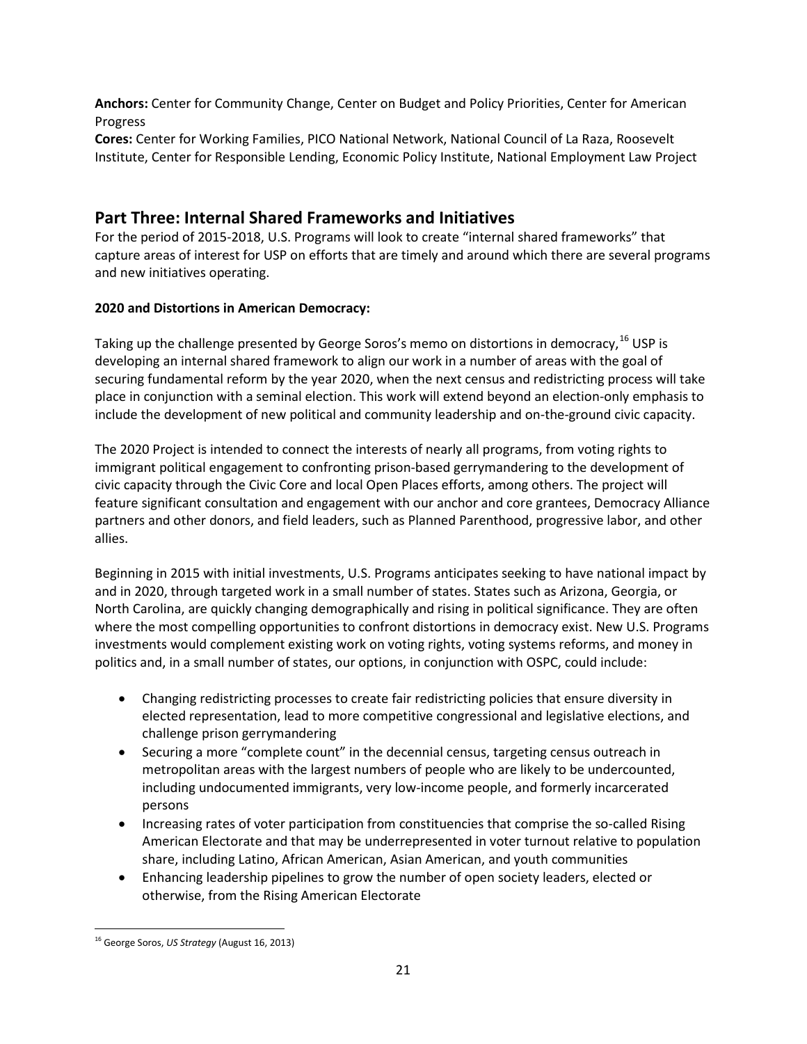**Anchors:** Center for Community Change, Center on Budget and Policy Priorities, Center for American Progress
**Cores:** Center for Working Families, PICO National Network, National Council of La Raza, Roosevelt Institute, Center for Responsible Lending, Economic Policy Institute, National Employment Law Project

## Part Three: Internal Shared Frameworks and Initiatives

For the period of 2015-2018, U.S. Programs will look to create "internal shared frameworks" that capture areas of interest for USP on efforts that are timely and around which there are several programs and new initiatives operating.

**2020 and Distortions in American Democracy:**

Taking up the challenge presented by George Soros's memo on distortions in democracy,[16] USP is developing an internal shared framework to align our work in a number of areas with the goal of securing fundamental reform by the year 2020, when the next census and redistricting process will take place in conjunction with a seminal election. This work will extend beyond an election-only emphasis to include the development of new political and community leadership and on-the-ground civic capacity.

The 2020 Project is intended to connect the interests of nearly all programs, from voting rights to immigrant political engagement to confronting prison-based gerrymandering to the development of civic capacity through the Civic Core and local Open Places efforts, among others. The project will feature significant consultation and engagement with our anchor and core grantees, Democracy Alliance partners and other donors, and field leaders, such as Planned Parenthood, progressive labor, and other allies.

Beginning in 2015 with initial investments, U.S. Programs anticipates seeking to have national impact by and in 2020, through targeted work in a small number of states. States such as Arizona, Georgia, or North Carolina, are quickly changing demographically and rising in political significance. They are often where the most compelling opportunities to confront distortions in democracy exist. New U.S. Programs investments would complement existing work on voting rights, voting systems reforms, and money in politics and, in a small number of states, our options, in conjunction with OSPC, could include:

- Changing redistricting processes to create fair redistricting policies that ensure diversity in elected representation, lead to more competitive congressional and legislative elections, and challenge prison gerrymandering
- Securing a more "complete count" in the decennial census, targeting census outreach in metropolitan areas with the largest numbers of people who are likely to be undercounted, including undocumented immigrants, very low-income people, and formerly incarcerated persons
- Increasing rates of voter participation from constituencies that comprise the so-called Rising American Electorate and that may be underrepresented in voter turnout relative to population share, including Latino, African American, Asian American, and youth communities
- Enhancing leadership pipelines to grow the number of open society leaders, elected or otherwise, from the Rising American Electorate

[16] George Soros, *US Strategy* (August 16, 2013)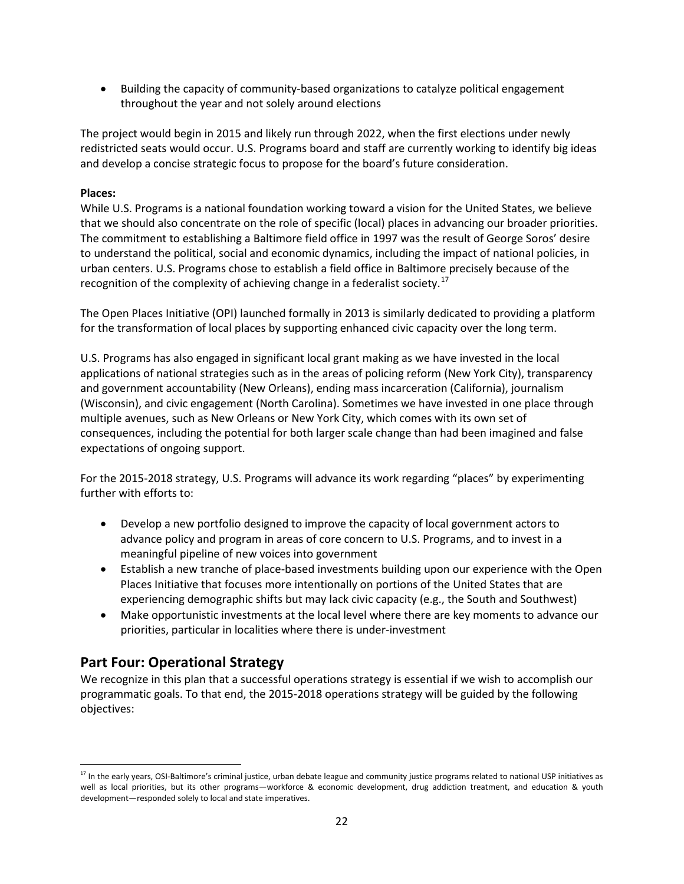- Building the capacity of community-based organizations to catalyze political engagement throughout the year and not solely around elections

The project would begin in 2015 and likely run through 2022, when the first elections under newly redistricted seats would occur. U.S. Programs board and staff are currently working to identify big ideas and develop a concise strategic focus to propose for the board's future consideration.

**Places:**
While U.S. Programs is a national foundation working toward a vision for the United States, we believe that we should also concentrate on the role of specific (local) places in advancing our broader priorities. The commitment to establishing a Baltimore field office in 1997 was the result of George Soros' desire to understand the political, social and economic dynamics, including the impact of national policies, in urban centers. U.S. Programs chose to establish a field office in Baltimore precisely because of the recognition of the complexity of achieving change in a federalist society.[17]

The Open Places Initiative (OPI) launched formally in 2013 is similarly dedicated to providing a platform for the transformation of local places by supporting enhanced civic capacity over the long term.

U.S. Programs has also engaged in significant local grant making as we have invested in the local applications of national strategies such as in the areas of policing reform (New York City), transparency and government accountability (New Orleans), ending mass incarceration (California), journalism (Wisconsin), and civic engagement (North Carolina). Sometimes we have invested in one place through multiple avenues, such as New Orleans or New York City, which comes with its own set of consequences, including the potential for both larger scale change than had been imagined and false expectations of ongoing support.

For the 2015-2018 strategy, U.S. Programs will advance its work regarding "places" by experimenting further with efforts to:

- Develop a new portfolio designed to improve the capacity of local government actors to advance policy and program in areas of core concern to U.S. Programs, and to invest in a meaningful pipeline of new voices into government
- Establish a new tranche of place-based investments building upon our experience with the Open Places Initiative that focuses more intentionally on portions of the United States that are experiencing demographic shifts but may lack civic capacity (e.g., the South and Southwest)
- Make opportunistic investments at the local level where there are key moments to advance our priorities, particular in localities where there is under-investment

## Part Four: Operational Strategy

We recognize in this plan that a successful operations strategy is essential if we wish to accomplish our programmatic goals. To that end, the 2015-2018 operations strategy will be guided by the following objectives:

---

[17] In the early years, OSI-Baltimore's criminal justice, urban debate league and community justice programs related to national USP initiatives as well as local priorities, but its other programs—workforce & economic development, drug addiction treatment, and education & youth development—responded solely to local and state imperatives.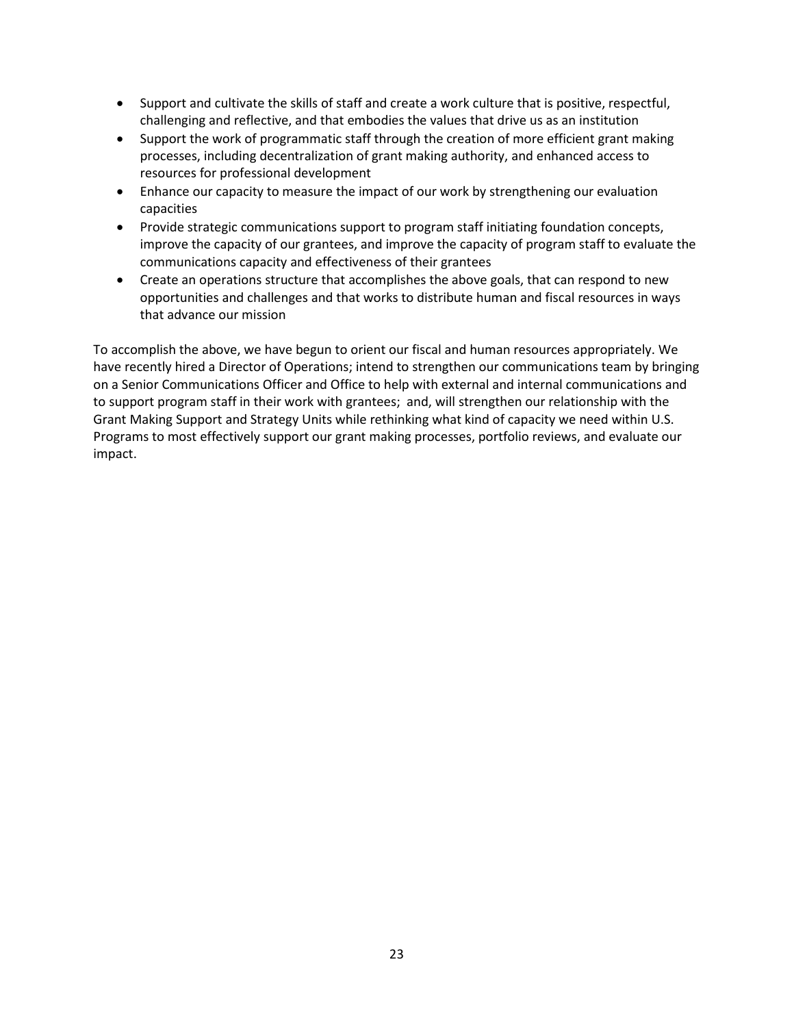- Support and cultivate the skills of staff and create a work culture that is positive, respectful, challenging and reflective, and that embodies the values that drive us as an institution
- Support the work of programmatic staff through the creation of more efficient grant making processes, including decentralization of grant making authority, and enhanced access to resources for professional development
- Enhance our capacity to measure the impact of our work by strengthening our evaluation capacities
- Provide strategic communications support to program staff initiating foundation concepts, improve the capacity of our grantees, and improve the capacity of program staff to evaluate the communications capacity and effectiveness of their grantees
- Create an operations structure that accomplishes the above goals, that can respond to new opportunities and challenges and that works to distribute human and fiscal resources in ways that advance our mission

To accomplish the above, we have begun to orient our fiscal and human resources appropriately. We have recently hired a Director of Operations; intend to strengthen our communications team by bringing on a Senior Communications Officer and Office to help with external and internal communications and to support program staff in their work with grantees; and, will strengthen our relationship with the Grant Making Support and Strategy Units while rethinking what kind of capacity we need within U.S. Programs to most effectively support our grant making processes, portfolio reviews, and evaluate our impact.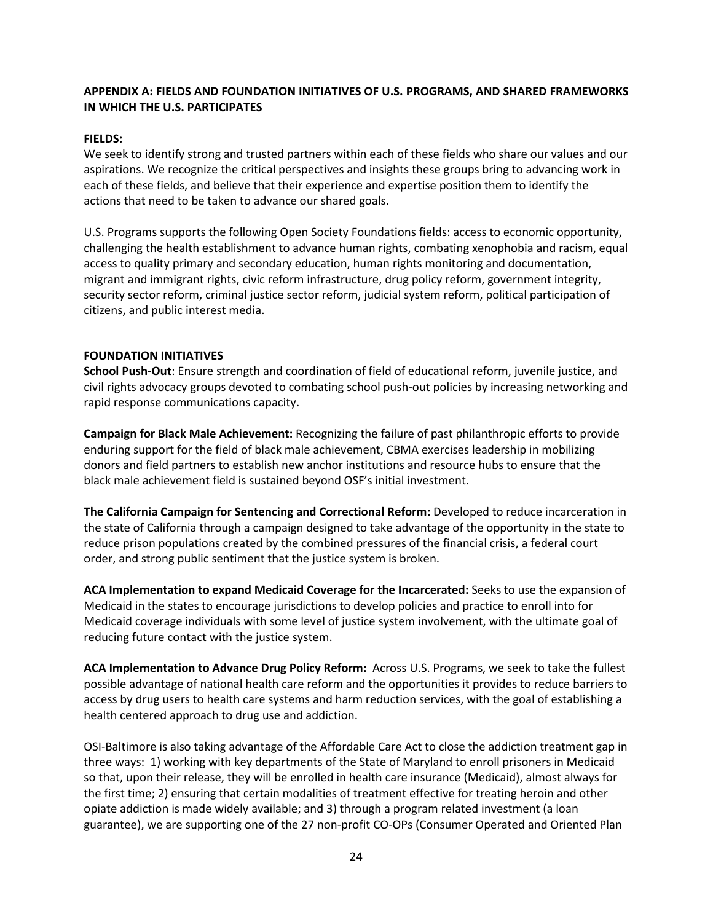## APPENDIX A: FIELDS AND FOUNDATION INITIATIVES OF U.S. PROGRAMS, AND SHARED FRAMEWORKS IN WHICH THE U.S. PARTICIPATES

### FIELDS:

We seek to identify strong and trusted partners within each of these fields who share our values and our aspirations. We recognize the critical perspectives and insights these groups bring to advancing work in each of these fields, and believe that their experience and expertise position them to identify the actions that need to be taken to advance our shared goals.

U.S. Programs supports the following Open Society Foundations fields: access to economic opportunity, challenging the health establishment to advance human rights, combating xenophobia and racism, equal access to quality primary and secondary education, human rights monitoring and documentation, migrant and immigrant rights, civic reform infrastructure, drug policy reform, government integrity, security sector reform, criminal justice sector reform, judicial system reform, political participation of citizens, and public interest media.

### FOUNDATION INITIATIVES

**School Push-Out**: Ensure strength and coordination of field of educational reform, juvenile justice, and civil rights advocacy groups devoted to combating school push-out policies by increasing networking and rapid response communications capacity.

**Campaign for Black Male Achievement:** Recognizing the failure of past philanthropic efforts to provide enduring support for the field of black male achievement, CBMA exercises leadership in mobilizing donors and field partners to establish new anchor institutions and resource hubs to ensure that the black male achievement field is sustained beyond OSF's initial investment.

**The California Campaign for Sentencing and Correctional Reform:** Developed to reduce incarceration in the state of California through a campaign designed to take advantage of the opportunity in the state to reduce prison populations created by the combined pressures of the financial crisis, a federal court order, and strong public sentiment that the justice system is broken.

**ACA Implementation to expand Medicaid Coverage for the Incarcerated:** Seeks to use the expansion of Medicaid in the states to encourage jurisdictions to develop policies and practice to enroll into for Medicaid coverage individuals with some level of justice system involvement, with the ultimate goal of reducing future contact with the justice system.

**ACA Implementation to Advance Drug Policy Reform:** Across U.S. Programs, we seek to take the fullest possible advantage of national health care reform and the opportunities it provides to reduce barriers to access by drug users to health care systems and harm reduction services, with the goal of establishing a health centered approach to drug use and addiction.

OSI-Baltimore is also taking advantage of the Affordable Care Act to close the addiction treatment gap in three ways: 1) working with key departments of the State of Maryland to enroll prisoners in Medicaid so that, upon their release, they will be enrolled in health care insurance (Medicaid), almost always for the first time; 2) ensuring that certain modalities of treatment effective for treating heroin and other opiate addiction is made widely available; and 3) through a program related investment (a loan guarantee), we are supporting one of the 27 non-profit CO-OPs (Consumer Operated and Oriented Plan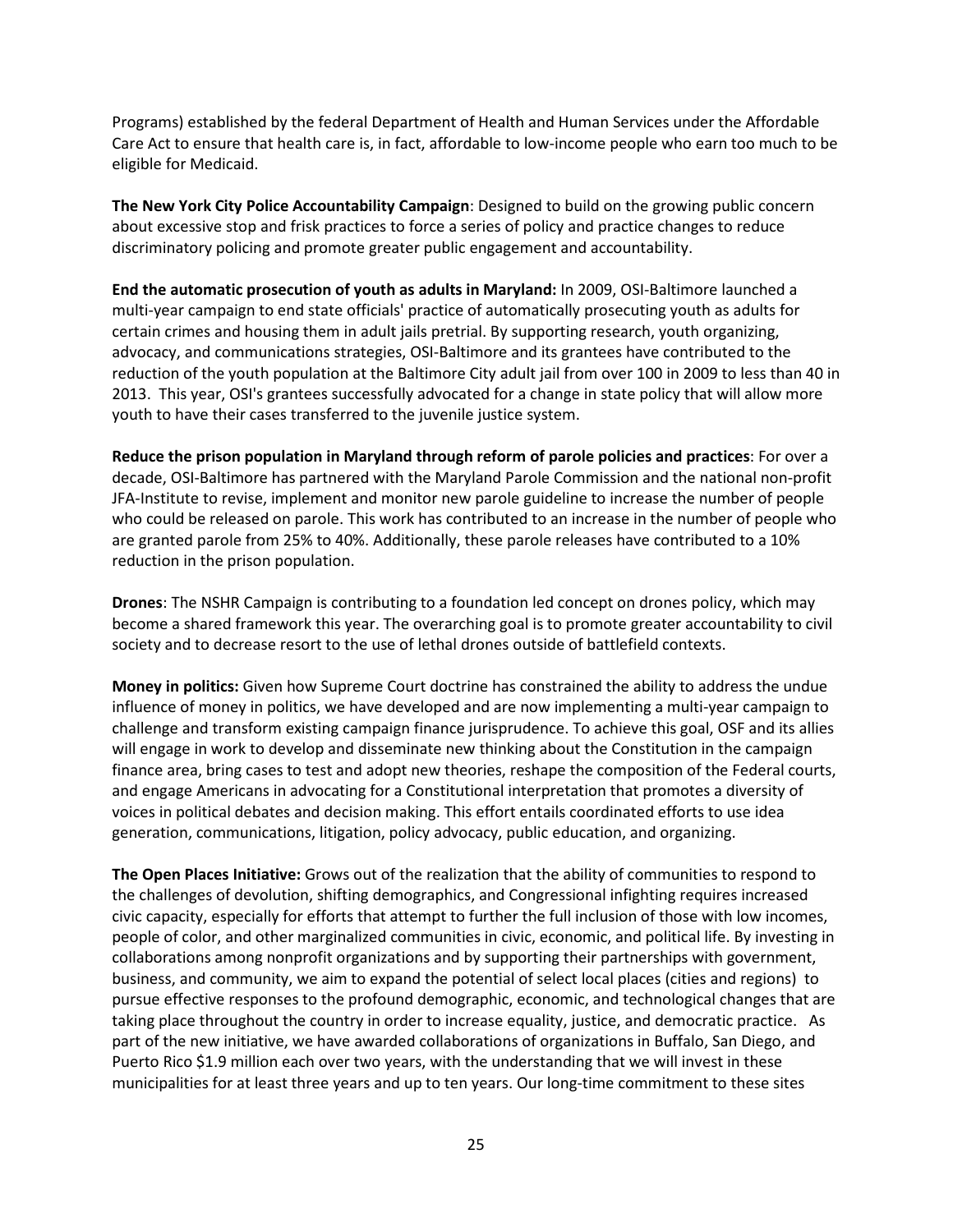Programs) established by the federal Department of Health and Human Services under the Affordable Care Act to ensure that health care is, in fact, affordable to low-income people who earn too much to be eligible for Medicaid.

**The New York City Police Accountability Campaign**: Designed to build on the growing public concern about excessive stop and frisk practices to force a series of policy and practice changes to reduce discriminatory policing and promote greater public engagement and accountability.

**End the automatic prosecution of youth as adults in Maryland:** In 2009, OSI-Baltimore launched a multi-year campaign to end state officials' practice of automatically prosecuting youth as adults for certain crimes and housing them in adult jails pretrial. By supporting research, youth organizing, advocacy, and communications strategies, OSI-Baltimore and its grantees have contributed to the reduction of the youth population at the Baltimore City adult jail from over 100 in 2009 to less than 40 in 2013. This year, OSI's grantees successfully advocated for a change in state policy that will allow more youth to have their cases transferred to the juvenile justice system.

**Reduce the prison population in Maryland through reform of parole policies and practices**: For over a decade, OSI-Baltimore has partnered with the Maryland Parole Commission and the national non-profit JFA-Institute to revise, implement and monitor new parole guideline to increase the number of people who could be released on parole. This work has contributed to an increase in the number of people who are granted parole from 25% to 40%. Additionally, these parole releases have contributed to a 10% reduction in the prison population.

**Drones**: The NSHR Campaign is contributing to a foundation led concept on drones policy, which may become a shared framework this year. The overarching goal is to promote greater accountability to civil society and to decrease resort to the use of lethal drones outside of battlefield contexts.

**Money in politics:** Given how Supreme Court doctrine has constrained the ability to address the undue influence of money in politics, we have developed and are now implementing a multi-year campaign to challenge and transform existing campaign finance jurisprudence. To achieve this goal, OSF and its allies will engage in work to develop and disseminate new thinking about the Constitution in the campaign finance area, bring cases to test and adopt new theories, reshape the composition of the Federal courts, and engage Americans in advocating for a Constitutional interpretation that promotes a diversity of voices in political debates and decision making. This effort entails coordinated efforts to use idea generation, communications, litigation, policy advocacy, public education, and organizing.

**The Open Places Initiative:** Grows out of the realization that the ability of communities to respond to the challenges of devolution, shifting demographics, and Congressional infighting requires increased civic capacity, especially for efforts that attempt to further the full inclusion of those with low incomes, people of color, and other marginalized communities in civic, economic, and political life. By investing in collaborations among nonprofit organizations and by supporting their partnerships with government, business, and community, we aim to expand the potential of select local places (cities and regions) to pursue effective responses to the profound demographic, economic, and technological changes that are taking place throughout the country in order to increase equality, justice, and democratic practice. As part of the new initiative, we have awarded collaborations of organizations in Buffalo, San Diego, and Puerto Rico $1.9 million each over two years, with the understanding that we will invest in these municipalities for at least three years and up to ten years. Our long-time commitment to these sites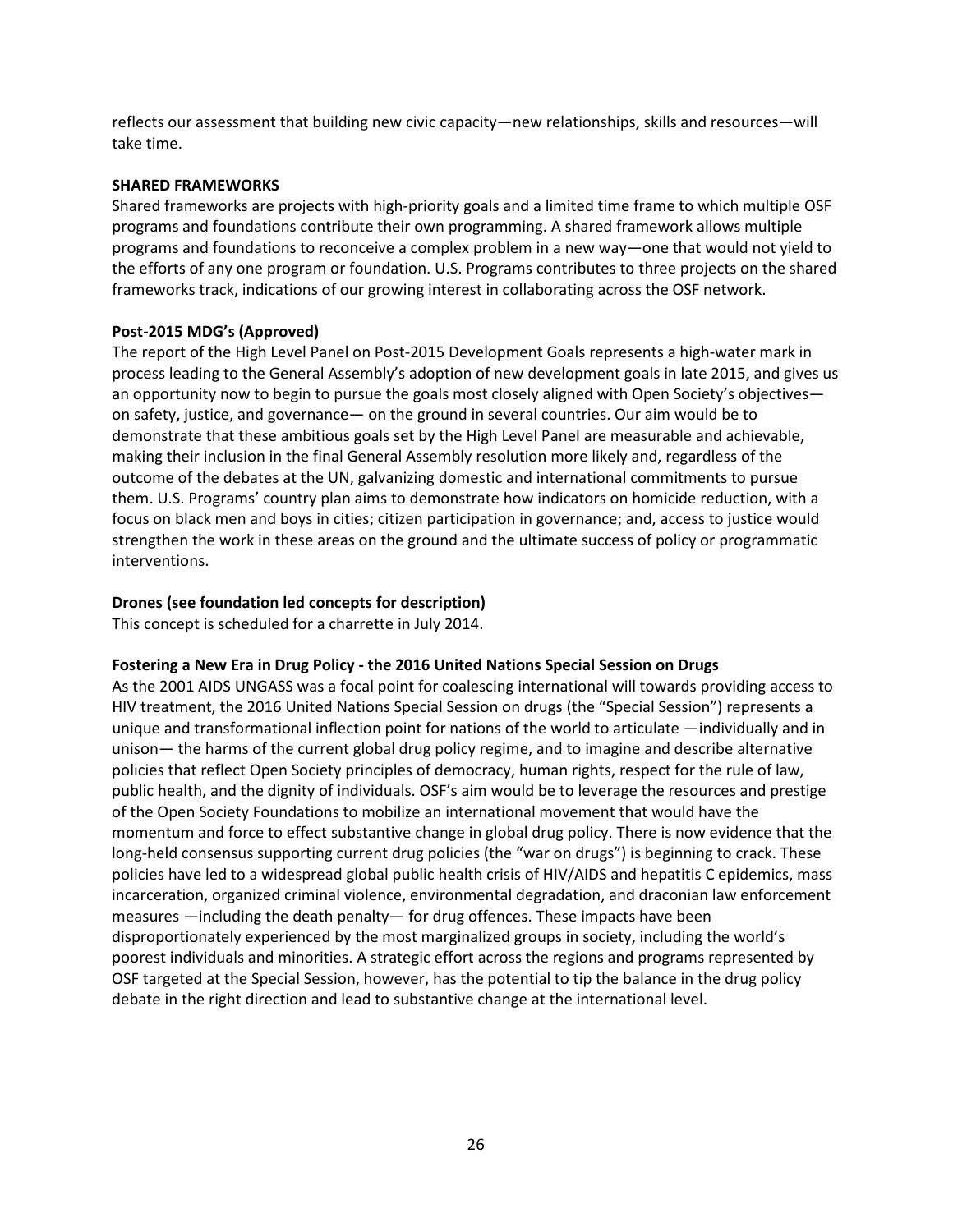reflects our assessment that building new civic capacity—new relationships, skills and resources—will take time.

## SHARED FRAMEWORKS

Shared frameworks are projects with high-priority goals and a limited time frame to which multiple OSF programs and foundations contribute their own programming. A shared framework allows multiple programs and foundations to reconceive a complex problem in a new way—one that would not yield to the efforts of any one program or foundation. U.S. Programs contributes to three projects on the shared frameworks track, indications of our growing interest in collaborating across the OSF network.

### Post-2015 MDG's (Approved)

The report of the High Level Panel on Post-2015 Development Goals represents a high-water mark in process leading to the General Assembly's adoption of new development goals in late 2015, and gives us an opportunity now to begin to pursue the goals most closely aligned with Open Society's objectives—on safety, justice, and governance— on the ground in several countries. Our aim would be to demonstrate that these ambitious goals set by the High Level Panel are measurable and achievable, making their inclusion in the final General Assembly resolution more likely and, regardless of the outcome of the debates at the UN, galvanizing domestic and international commitments to pursue them. U.S. Programs' country plan aims to demonstrate how indicators on homicide reduction, with a focus on black men and boys in cities; citizen participation in governance; and, access to justice would strengthen the work in these areas on the ground and the ultimate success of policy or programmatic interventions.

### Drones (see foundation led concepts for description)

This concept is scheduled for a charrette in July 2014.

### Fostering a New Era in Drug Policy - the 2016 United Nations Special Session on Drugs

As the 2001 AIDS UNGASS was a focal point for coalescing international will towards providing access to HIV treatment, the 2016 United Nations Special Session on drugs (the "Special Session") represents a unique and transformational inflection point for nations of the world to articulate —individually and in unison— the harms of the current global drug policy regime, and to imagine and describe alternative policies that reflect Open Society principles of democracy, human rights, respect for the rule of law, public health, and the dignity of individuals. OSF's aim would be to leverage the resources and prestige of the Open Society Foundations to mobilize an international movement that would have the momentum and force to effect substantive change in global drug policy. There is now evidence that the long-held consensus supporting current drug policies (the "war on drugs") is beginning to crack. These policies have led to a widespread global public health crisis of HIV/AIDS and hepatitis C epidemics, mass incarceration, organized criminal violence, environmental degradation, and draconian law enforcement measures —including the death penalty— for drug offences. These impacts have been disproportionately experienced by the most marginalized groups in society, including the world's poorest individuals and minorities. A strategic effort across the regions and programs represented by OSF targeted at the Special Session, however, has the potential to tip the balance in the drug policy debate in the right direction and lead to substantive change at the international level.